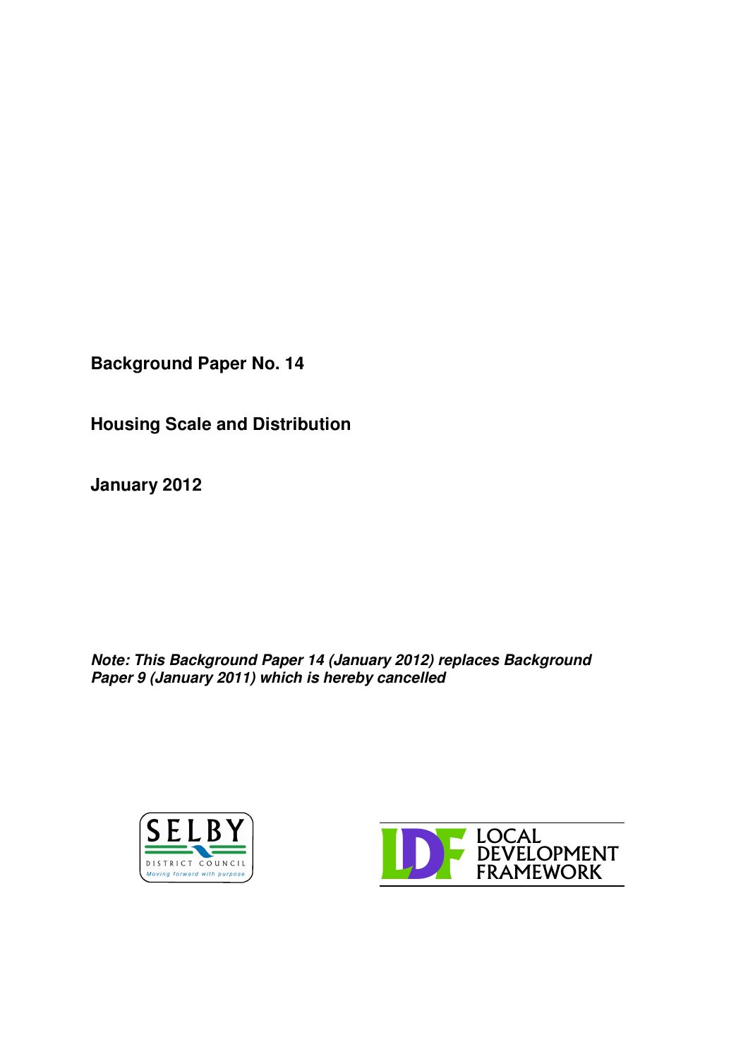**Background Paper No. 14**

**Housing Scale and Distribution**

**January 2012**

***Note: This Background Paper 14 (January 2012) replaces Background Paper 9 (January 2011) which is hereby cancelled***

SELBY DISTRICT COUNCIL
*Moving forward with purpose*

LDF LOCAL DEVELOPMENT FRAMEWORK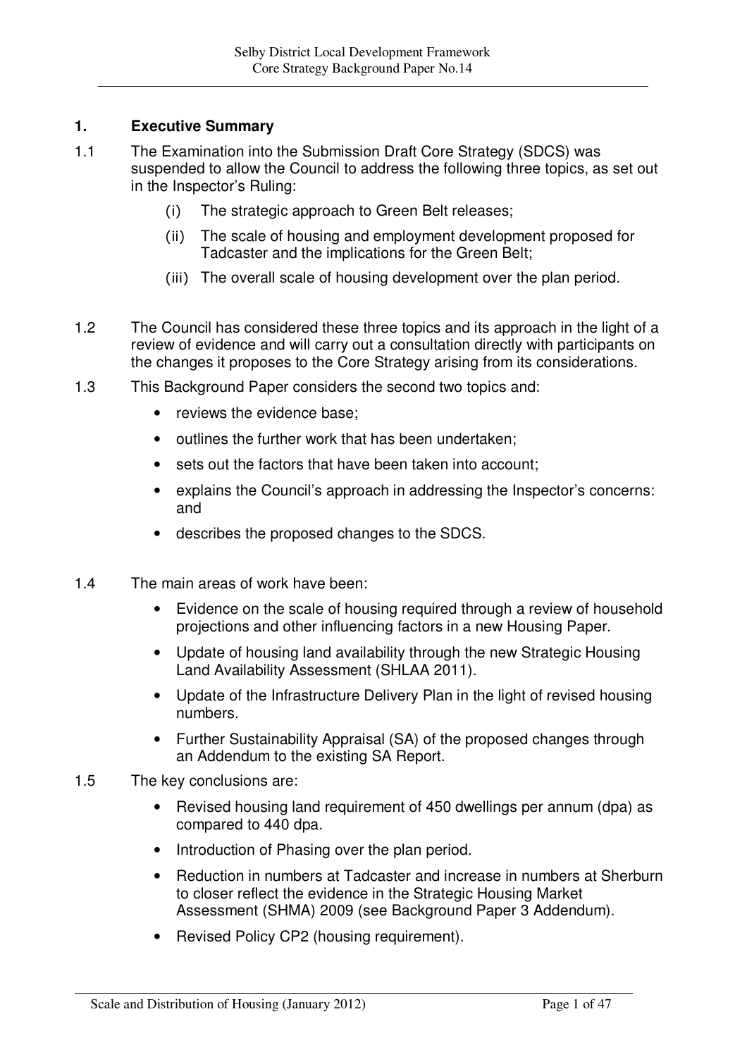## 1. Executive Summary

1.1 The Examination into the Submission Draft Core Strategy (SDCS) was suspended to allow the Council to address the following three topics, as set out in the Inspector's Ruling:

- (i) The strategic approach to Green Belt releases;
- (ii) The scale of housing and employment development proposed for Tadcaster and the implications for the Green Belt;
- (iii) The overall scale of housing development over the plan period.

1.2 The Council has considered these three topics and its approach in the light of a review of evidence and will carry out a consultation directly with participants on the changes it proposes to the Core Strategy arising from its considerations.

1.3 This Background Paper considers the second two topics and:

- reviews the evidence base;
- outlines the further work that has been undertaken;
- sets out the factors that have been taken into account;
- explains the Council's approach in addressing the Inspector's concerns: and
- describes the proposed changes to the SDCS.

1.4 The main areas of work have been:

- Evidence on the scale of housing required through a review of household projections and other influencing factors in a new Housing Paper.
- Update of housing land availability through the new Strategic Housing Land Availability Assessment (SHLAA 2011).
- Update of the Infrastructure Delivery Plan in the light of revised housing numbers.
- Further Sustainability Appraisal (SA) of the proposed changes through an Addendum to the existing SA Report.

1.5 The key conclusions are:

- Revised housing land requirement of 450 dwellings per annum (dpa) as compared to 440 dpa.
- Introduction of Phasing over the plan period.
- Reduction in numbers at Tadcaster and increase in numbers at Sherburn to closer reflect the evidence in the Strategic Housing Market Assessment (SHMA) 2009 (see Background Paper 3 Addendum).
- Revised Policy CP2 (housing requirement).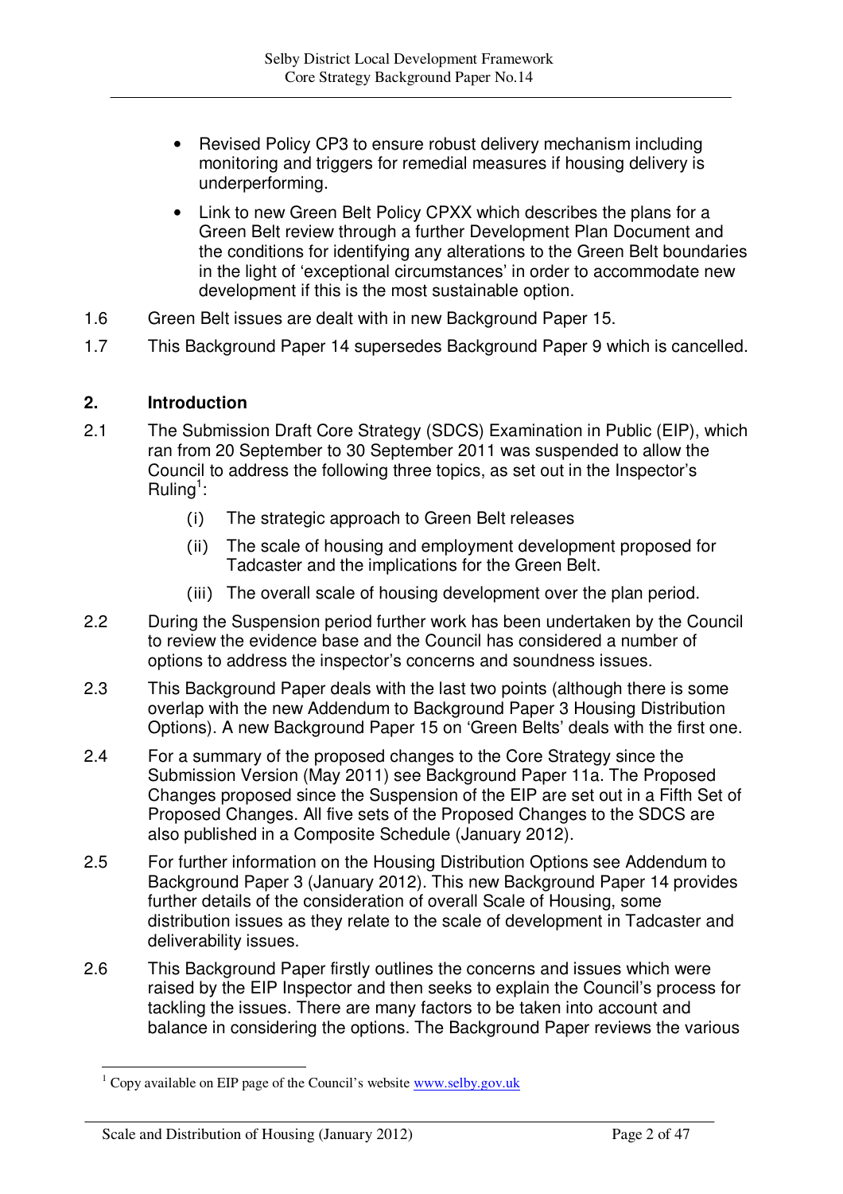- Revised Policy CP3 to ensure robust delivery mechanism including monitoring and triggers for remedial measures if housing delivery is underperforming.
- Link to new Green Belt Policy CPXX which describes the plans for a Green Belt review through a further Development Plan Document and the conditions for identifying any alterations to the Green Belt boundaries in the light of 'exceptional circumstances' in order to accommodate new development if this is the most sustainable option.

1.6 Green Belt issues are dealt with in new Background Paper 15.

1.7 This Background Paper 14 supersedes Background Paper 9 which is cancelled.

## 2. Introduction

2.1 The Submission Draft Core Strategy (SDCS) Examination in Public (EIP), which ran from 20 September to 30 September 2011 was suspended to allow the Council to address the following three topics, as set out in the Inspector's Ruling[1]:

(i) The strategic approach to Green Belt releases

(ii) The scale of housing and employment development proposed for Tadcaster and the implications for the Green Belt.

(iii) The overall scale of housing development over the plan period.

2.2 During the Suspension period further work has been undertaken by the Council to review the evidence base and the Council has considered a number of options to address the inspector's concerns and soundness issues.

2.3 This Background Paper deals with the last two points (although there is some overlap with the new Addendum to Background Paper 3 Housing Distribution Options). A new Background Paper 15 on 'Green Belts' deals with the first one.

2.4 For a summary of the proposed changes to the Core Strategy since the Submission Version (May 2011) see Background Paper 11a. The Proposed Changes proposed since the Suspension of the EIP are set out in a Fifth Set of Proposed Changes. All five sets of the Proposed Changes to the SDCS are also published in a Composite Schedule (January 2012).

2.5 For further information on the Housing Distribution Options see Addendum to Background Paper 3 (January 2012). This new Background Paper 14 provides further details of the consideration of overall Scale of Housing, some distribution issues as they relate to the scale of development in Tadcaster and deliverability issues.

2.6 This Background Paper firstly outlines the concerns and issues which were raised by the EIP Inspector and then seeks to explain the Council's process for tackling the issues. There are many factors to be taken into account and balance in considering the options. The Background Paper reviews the various

[1] Copy available on EIP page of the Council's website www.selby.gov.uk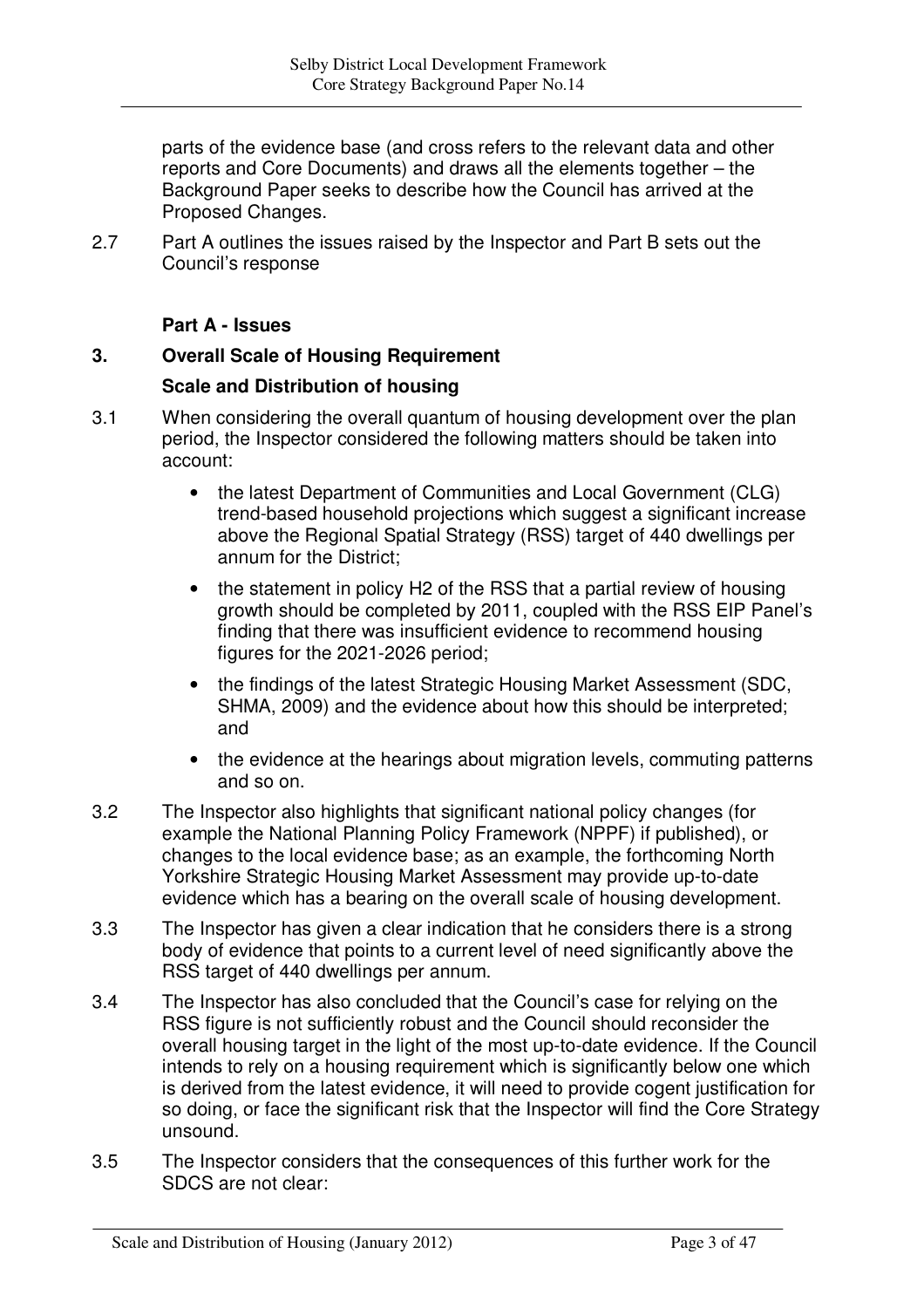parts of the evidence base (and cross refers to the relevant data and other reports and Core Documents) and draws all the elements together – the Background Paper seeks to describe how the Council has arrived at the Proposed Changes.

2.7 Part A outlines the issues raised by the Inspector and Part B sets out the Council's response

## Part A - Issues

## 3. Overall Scale of Housing Requirement

### Scale and Distribution of housing

3.1 When considering the overall quantum of housing development over the plan period, the Inspector considered the following matters should be taken into account:

- the latest Department of Communities and Local Government (CLG) trend-based household projections which suggest a significant increase above the Regional Spatial Strategy (RSS) target of 440 dwellings per annum for the District;
- the statement in policy H2 of the RSS that a partial review of housing growth should be completed by 2011, coupled with the RSS EIP Panel's finding that there was insufficient evidence to recommend housing figures for the 2021-2026 period;
- the findings of the latest Strategic Housing Market Assessment (SDC, SHMA, 2009) and the evidence about how this should be interpreted; and
- the evidence at the hearings about migration levels, commuting patterns and so on.

3.2 The Inspector also highlights that significant national policy changes (for example the National Planning Policy Framework (NPPF) if published), or changes to the local evidence base; as an example, the forthcoming North Yorkshire Strategic Housing Market Assessment may provide up-to-date evidence which has a bearing on the overall scale of housing development.

3.3 The Inspector has given a clear indication that he considers there is a strong body of evidence that points to a current level of need significantly above the RSS target of 440 dwellings per annum.

3.4 The Inspector has also concluded that the Council's case for relying on the RSS figure is not sufficiently robust and the Council should reconsider the overall housing target in the light of the most up-to-date evidence. If the Council intends to rely on a housing requirement which is significantly below one which is derived from the latest evidence, it will need to provide cogent justification for so doing, or face the significant risk that the Inspector will find the Core Strategy unsound.

3.5 The Inspector considers that the consequences of this further work for the SDCS are not clear: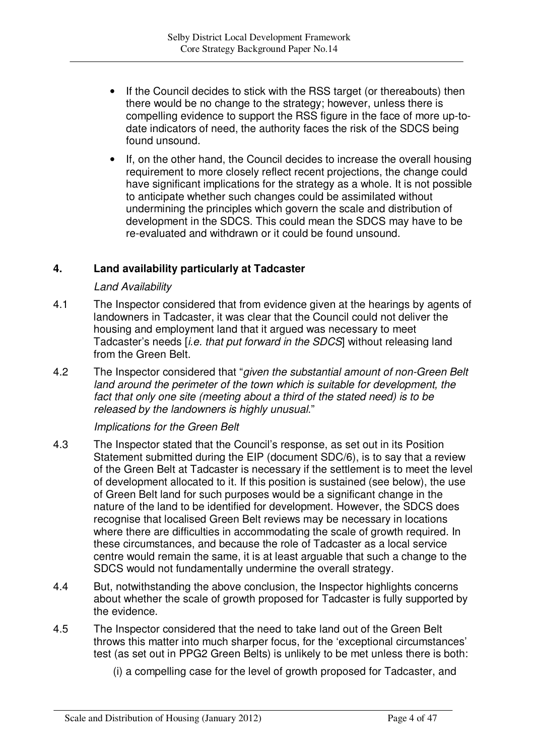- If the Council decides to stick with the RSS target (or thereabouts) then there would be no change to the strategy; however, unless there is compelling evidence to support the RSS figure in the face of more up-to-date indicators of need, the authority faces the risk of the SDCS being found unsound.
- If, on the other hand, the Council decides to increase the overall housing requirement to more closely reflect recent projections, the change could have significant implications for the strategy as a whole. It is not possible to anticipate whether such changes could be assimilated without undermining the principles which govern the scale and distribution of development in the SDCS. This could mean the SDCS may have to be re-evaluated and withdrawn or it could be found unsound.

## 4. Land availability particularly at Tadcaster

*Land Availability*

4.1 The Inspector considered that from evidence given at the hearings by agents of landowners in Tadcaster, it was clear that the Council could not deliver the housing and employment land that it argued was necessary to meet Tadcaster's needs [*i.e. that put forward in the SDCS*] without releasing land from the Green Belt.

4.2 The Inspector considered that "*given the substantial amount of non-Green Belt land around the perimeter of the town which is suitable for development, the fact that only one site (meeting about a third of the stated need) is to be released by the landowners is highly unusual*."

*Implications for the Green Belt*

4.3 The Inspector stated that the Council's response, as set out in its Position Statement submitted during the EIP (document SDC/6), is to say that a review of the Green Belt at Tadcaster is necessary if the settlement is to meet the level of development allocated to it. If this position is sustained (see below), the use of Green Belt land for such purposes would be a significant change in the nature of the land to be identified for development. However, the SDCS does recognise that localised Green Belt reviews may be necessary in locations where there are difficulties in accommodating the scale of growth required. In these circumstances, and because the role of Tadcaster as a local service centre would remain the same, it is at least arguable that such a change to the SDCS would not fundamentally undermine the overall strategy.

4.4 But, notwithstanding the above conclusion, the Inspector highlights concerns about whether the scale of growth proposed for Tadcaster is fully supported by the evidence.

4.5 The Inspector considered that the need to take land out of the Green Belt throws this matter into much sharper focus, for the 'exceptional circumstances' test (as set out in PPG2 Green Belts) is unlikely to be met unless there is both:

(i) a compelling case for the level of growth proposed for Tadcaster, and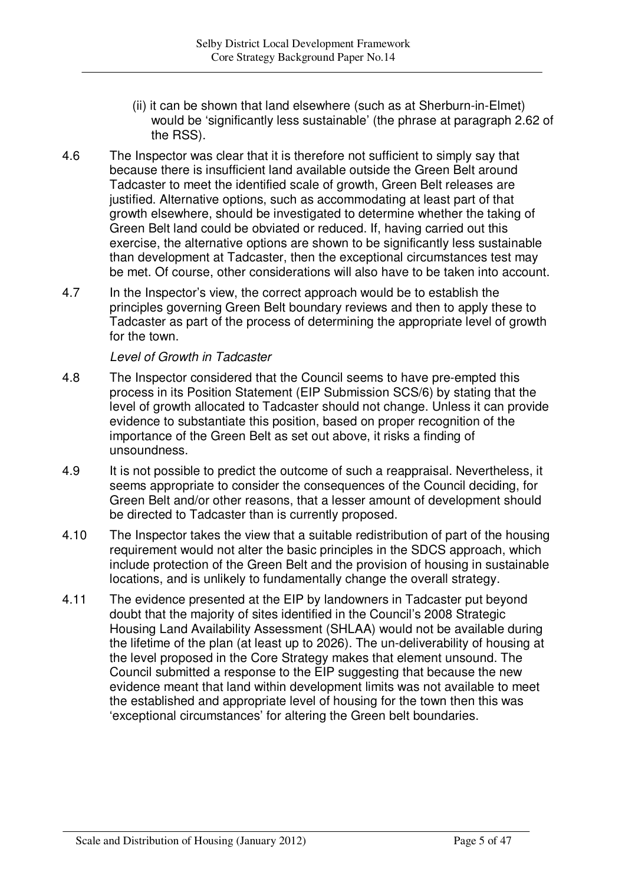(ii) it can be shown that land elsewhere (such as at Sherburn-in-Elmet) would be 'significantly less sustainable' (the phrase at paragraph 2.62 of the RSS).

4.6 The Inspector was clear that it is therefore not sufficient to simply say that because there is insufficient land available outside the Green Belt around Tadcaster to meet the identified scale of growth, Green Belt releases are justified. Alternative options, such as accommodating at least part of that growth elsewhere, should be investigated to determine whether the taking of Green Belt land could be obviated or reduced. If, having carried out this exercise, the alternative options are shown to be significantly less sustainable than development at Tadcaster, then the exceptional circumstances test may be met. Of course, other considerations will also have to be taken into account.

4.7 In the Inspector's view, the correct approach would be to establish the principles governing Green Belt boundary reviews and then to apply these to Tadcaster as part of the process of determining the appropriate level of growth for the town.

*Level of Growth in Tadcaster*

4.8 The Inspector considered that the Council seems to have pre-empted this process in its Position Statement (EIP Submission SCS/6) by stating that the level of growth allocated to Tadcaster should not change. Unless it can provide evidence to substantiate this position, based on proper recognition of the importance of the Green Belt as set out above, it risks a finding of unsoundness.

4.9 It is not possible to predict the outcome of such a reappraisal. Nevertheless, it seems appropriate to consider the consequences of the Council deciding, for Green Belt and/or other reasons, that a lesser amount of development should be directed to Tadcaster than is currently proposed.

4.10 The Inspector takes the view that a suitable redistribution of part of the housing requirement would not alter the basic principles in the SDCS approach, which include protection of the Green Belt and the provision of housing in sustainable locations, and is unlikely to fundamentally change the overall strategy.

4.11 The evidence presented at the EIP by landowners in Tadcaster put beyond doubt that the majority of sites identified in the Council's 2008 Strategic Housing Land Availability Assessment (SHLAA) would not be available during the lifetime of the plan (at least up to 2026). The un-deliverability of housing at the level proposed in the Core Strategy makes that element unsound. The Council submitted a response to the EIP suggesting that because the new evidence meant that land within development limits was not available to meet the established and appropriate level of housing for the town then this was 'exceptional circumstances' for altering the Green belt boundaries.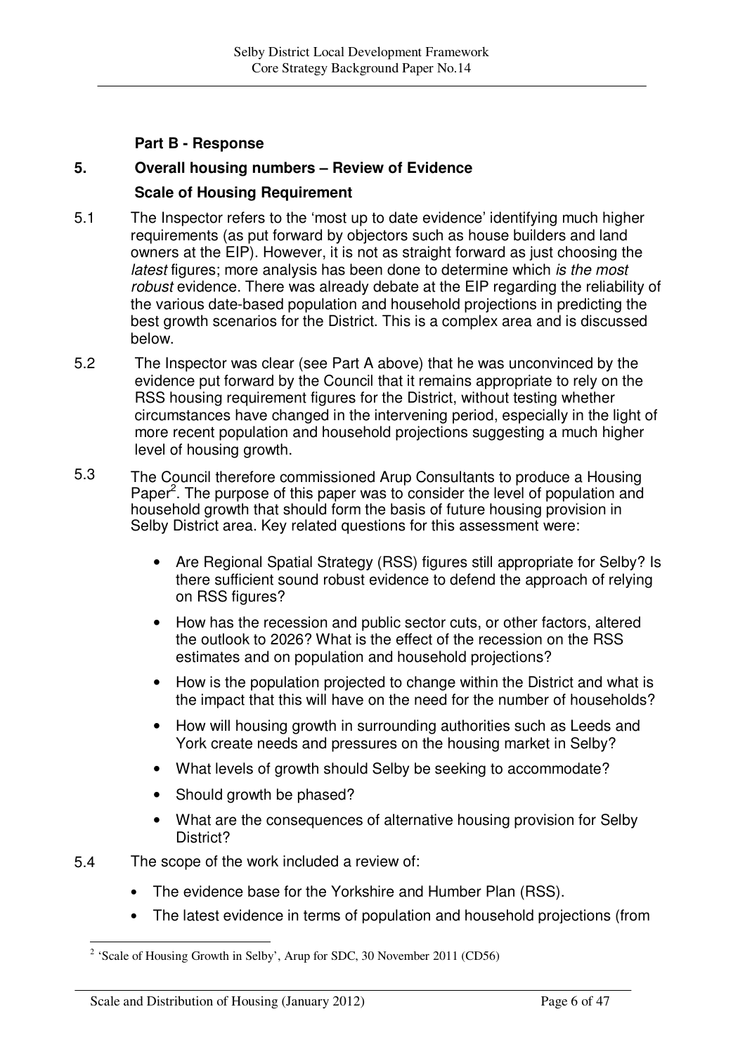## Part B - Response

## 5. Overall housing numbers – Review of Evidence

### Scale of Housing Requirement

5.1 The Inspector refers to the 'most up to date evidence' identifying much higher requirements (as put forward by objectors such as house builders and land owners at the EIP). However, it is not as straight forward as just choosing the *latest* figures; more analysis has been done to determine which *is the most robust* evidence. There was already debate at the EIP regarding the reliability of the various date-based population and household projections in predicting the best growth scenarios for the District. This is a complex area and is discussed below.

5.2 The Inspector was clear (see Part A above) that he was unconvinced by the evidence put forward by the Council that it remains appropriate to rely on the RSS housing requirement figures for the District, without testing whether circumstances have changed in the intervening period, especially in the light of more recent population and household projections suggesting a much higher level of housing growth.

5.3 The Council therefore commissioned Arup Consultants to produce a Housing Paper[2]. The purpose of this paper was to consider the level of population and household growth that should form the basis of future housing provision in Selby District area. Key related questions for this assessment were:

- Are Regional Spatial Strategy (RSS) figures still appropriate for Selby? Is there sufficient sound robust evidence to defend the approach of relying on RSS figures?
- How has the recession and public sector cuts, or other factors, altered the outlook to 2026? What is the effect of the recession on the RSS estimates and on population and household projections?
- How is the population projected to change within the District and what is the impact that this will have on the need for the number of households?
- How will housing growth in surrounding authorities such as Leeds and York create needs and pressures on the housing market in Selby?
- What levels of growth should Selby be seeking to accommodate?
- Should growth be phased?
- What are the consequences of alternative housing provision for Selby District?

5.4 The scope of the work included a review of:

- The evidence base for the Yorkshire and Humber Plan (RSS).
- The latest evidence in terms of population and household projections (from

[2] 'Scale of Housing Growth in Selby', Arup for SDC, 30 November 2011 (CD56)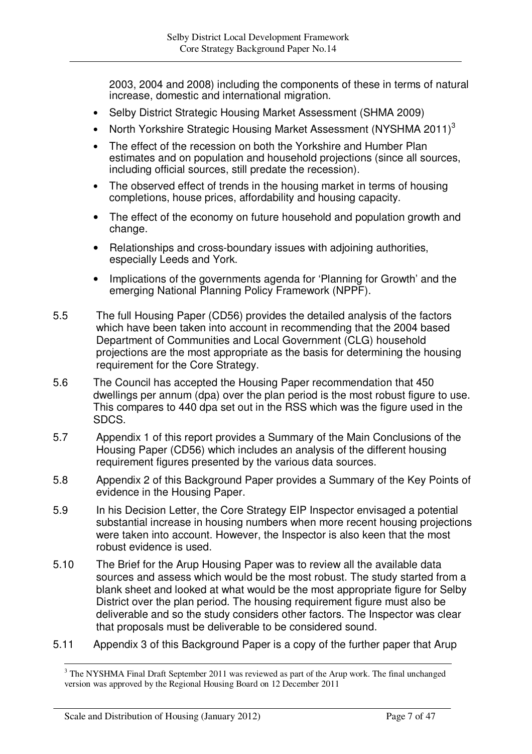2003, 2004 and 2008) including the components of these in terms of natural increase, domestic and international migration.

- Selby District Strategic Housing Market Assessment (SHMA 2009)
- North Yorkshire Strategic Housing Market Assessment (NYSHMA 2011)[3]
- The effect of the recession on both the Yorkshire and Humber Plan estimates and on population and household projections (since all sources, including official sources, still predate the recession).
- The observed effect of trends in the housing market in terms of housing completions, house prices, affordability and housing capacity.
- The effect of the economy on future household and population growth and change.
- Relationships and cross-boundary issues with adjoining authorities, especially Leeds and York.
- Implications of the governments agenda for 'Planning for Growth' and the emerging National Planning Policy Framework (NPPF).

5.5 The full Housing Paper (CD56) provides the detailed analysis of the factors which have been taken into account in recommending that the 2004 based Department of Communities and Local Government (CLG) household projections are the most appropriate as the basis for determining the housing requirement for the Core Strategy.

5.6 The Council has accepted the Housing Paper recommendation that 450 dwellings per annum (dpa) over the plan period is the most robust figure to use. This compares to 440 dpa set out in the RSS which was the figure used in the SDCS.

5.7 Appendix 1 of this report provides a Summary of the Main Conclusions of the Housing Paper (CD56) which includes an analysis of the different housing requirement figures presented by the various data sources.

5.8 Appendix 2 of this Background Paper provides a Summary of the Key Points of evidence in the Housing Paper.

5.9 In his Decision Letter, the Core Strategy EIP Inspector envisaged a potential substantial increase in housing numbers when more recent housing projections were taken into account. However, the Inspector is also keen that the most robust evidence is used.

5.10 The Brief for the Arup Housing Paper was to review all the available data sources and assess which would be the most robust. The study started from a blank sheet and looked at what would be the most appropriate figure for Selby District over the plan period. The housing requirement figure must also be deliverable and so the study considers other factors. The Inspector was clear that proposals must be deliverable to be considered sound.

5.11 Appendix 3 of this Background Paper is a copy of the further paper that Arup

[3] The NYSHMA Final Draft September 2011 was reviewed as part of the Arup work. The final unchanged version was approved by the Regional Housing Board on 12 December 2011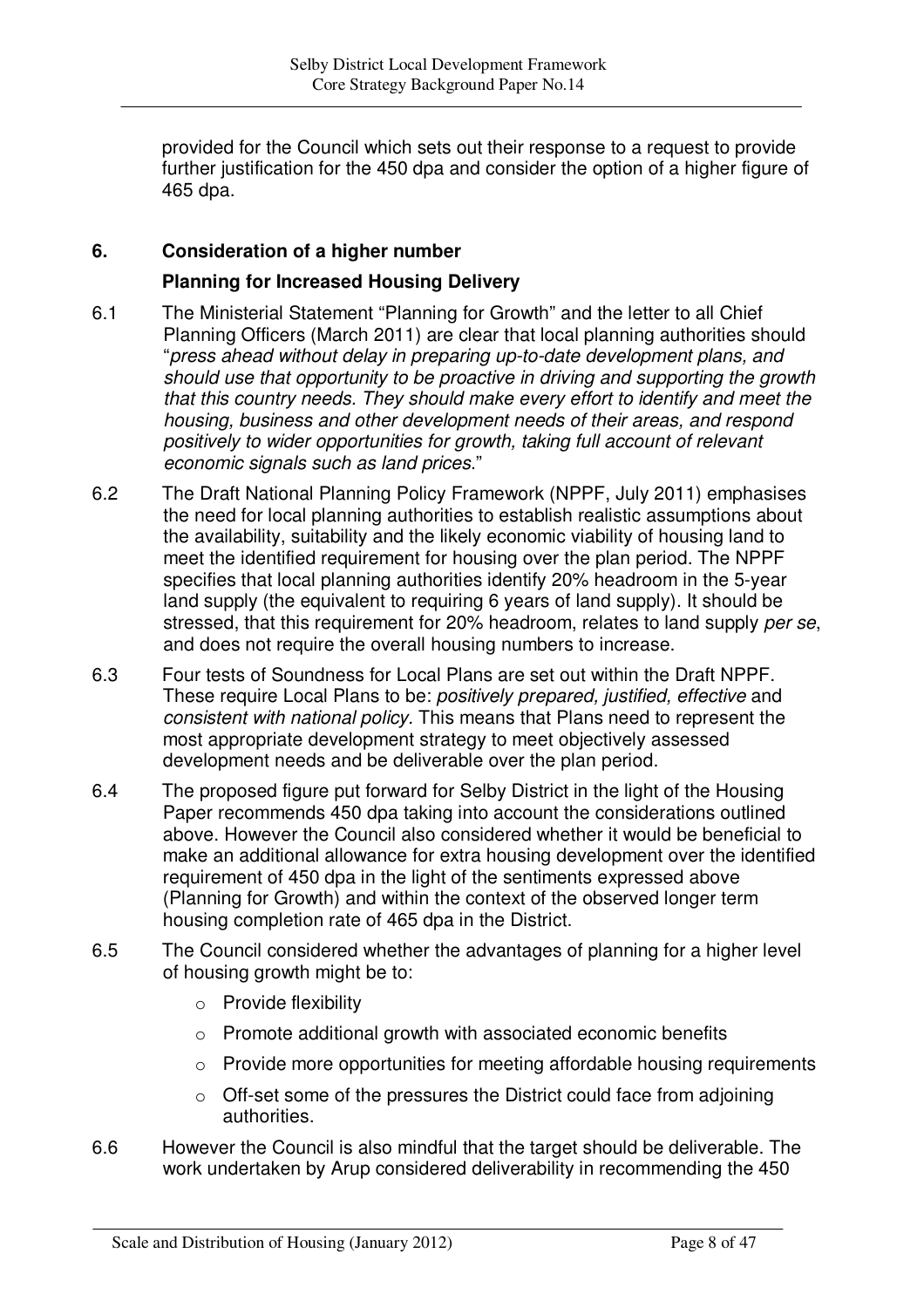provided for the Council which sets out their response to a request to provide further justification for the 450 dpa and consider the option of a higher figure of 465 dpa.

## 6. Consideration of a higher number

### Planning for Increased Housing Delivery

6.1 The Ministerial Statement "Planning for Growth" and the letter to all Chief Planning Officers (March 2011) are clear that local planning authorities should "*press ahead without delay in preparing up-to-date development plans, and should use that opportunity to be proactive in driving and supporting the growth that this country needs. They should make every effort to identify and meet the housing, business and other development needs of their areas, and respond positively to wider opportunities for growth, taking full account of relevant economic signals such as land prices*."

6.2 The Draft National Planning Policy Framework (NPPF, July 2011) emphasises the need for local planning authorities to establish realistic assumptions about the availability, suitability and the likely economic viability of housing land to meet the identified requirement for housing over the plan period. The NPPF specifies that local planning authorities identify 20% headroom in the 5-year land supply (the equivalent to requiring 6 years of land supply). It should be stressed, that this requirement for 20% headroom, relates to land supply *per se*, and does not require the overall housing numbers to increase.

6.3 Four tests of Soundness for Local Plans are set out within the Draft NPPF. These require Local Plans to be: *positively prepared, justified, effective* and *consistent with national policy.* This means that Plans need to represent the most appropriate development strategy to meet objectively assessed development needs and be deliverable over the plan period.

6.4 The proposed figure put forward for Selby District in the light of the Housing Paper recommends 450 dpa taking into account the considerations outlined above. However the Council also considered whether it would be beneficial to make an additional allowance for extra housing development over the identified requirement of 450 dpa in the light of the sentiments expressed above (Planning for Growth) and within the context of the observed longer term housing completion rate of 465 dpa in the District.

6.5 The Council considered whether the advantages of planning for a higher level of housing growth might be to:

- Provide flexibility
- Promote additional growth with associated economic benefits
- Provide more opportunities for meeting affordable housing requirements
- Off-set some of the pressures the District could face from adjoining authorities.

6.6 However the Council is also mindful that the target should be deliverable. The work undertaken by Arup considered deliverability in recommending the 450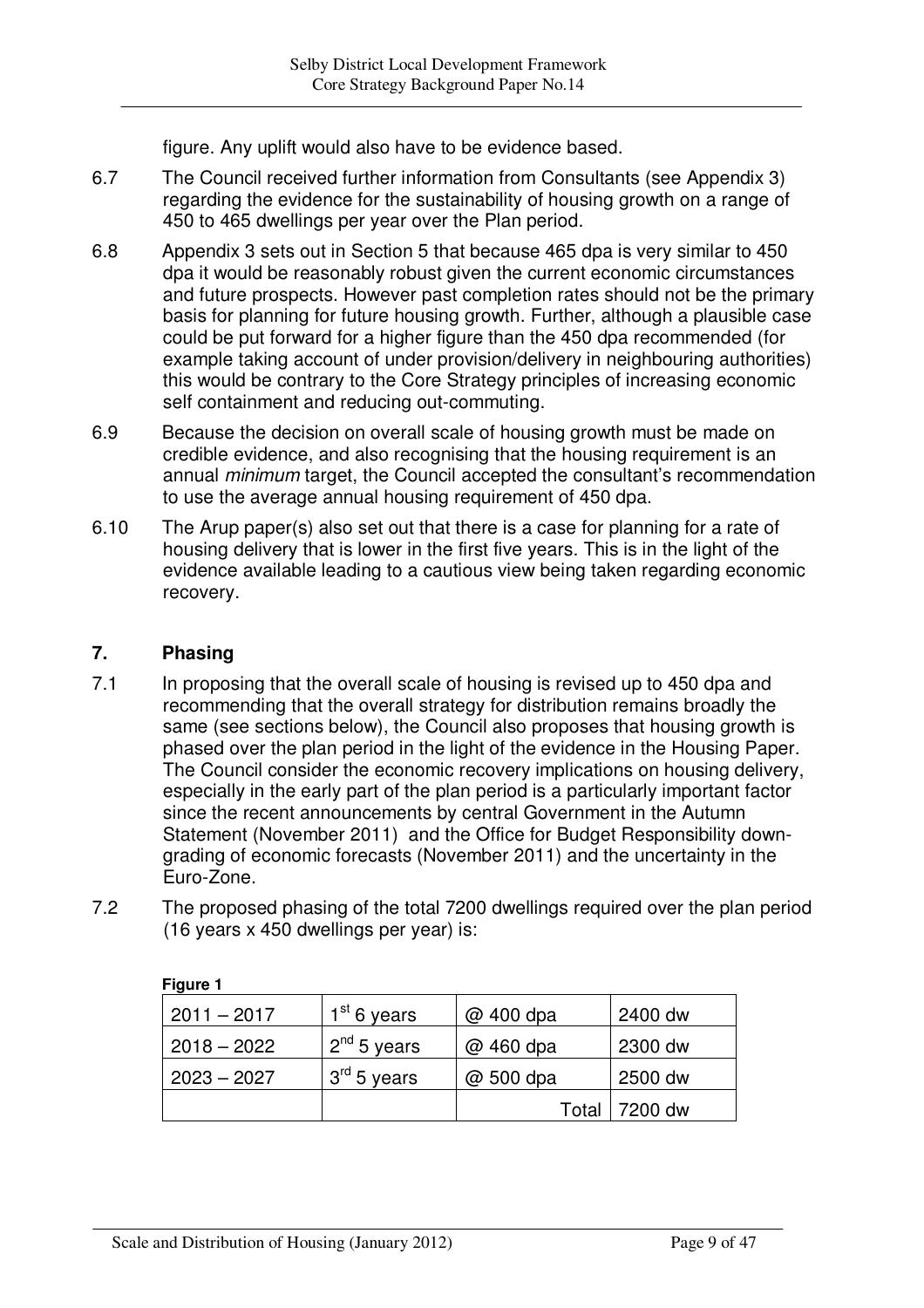figure. Any uplift would also have to be evidence based.

6.7 The Council received further information from Consultants (see Appendix 3) regarding the evidence for the sustainability of housing growth on a range of 450 to 465 dwellings per year over the Plan period.

6.8 Appendix 3 sets out in Section 5 that because 465 dpa is very similar to 450 dpa it would be reasonably robust given the current economic circumstances and future prospects. However past completion rates should not be the primary basis for planning for future housing growth. Further, although a plausible case could be put forward for a higher figure than the 450 dpa recommended (for example taking account of under provision/delivery in neighbouring authorities) this would be contrary to the Core Strategy principles of increasing economic self containment and reducing out-commuting.

6.9 Because the decision on overall scale of housing growth must be made on credible evidence, and also recognising that the housing requirement is an annual *minimum* target, the Council accepted the consultant's recommendation to use the average annual housing requirement of 450 dpa.

6.10 The Arup paper(s) also set out that there is a case for planning for a rate of housing delivery that is lower in the first five years. This is in the light of the evidence available leading to a cautious view being taken regarding economic recovery.

## 7. Phasing

7.1 In proposing that the overall scale of housing is revised up to 450 dpa and recommending that the overall strategy for distribution remains broadly the same (see sections below), the Council also proposes that housing growth is phased over the plan period in the light of the evidence in the Housing Paper. The Council consider the economic recovery implications on housing delivery, especially in the early part of the plan period is a particularly important factor since the recent announcements by central Government in the Autumn Statement (November 2011) and the Office for Budget Responsibility down-grading of economic forecasts (November 2011) and the uncertainty in the Euro-Zone.

7.2 The proposed phasing of the total 7200 dwellings required over the plan period (16 years x 450 dwellings per year) is:

**Figure 1**

| | | | |
|---|---|---|---|
| 2011 – 2017 | 1st 6 years | @ 400 dpa | 2400 dw |
| 2018 – 2022 | 2nd 5 years | @ 460 dpa | 2300 dw |
| 2023 – 2027 | 3rd 5 years | @ 500 dpa | 2500 dw |
| | | Total | 7200 dw |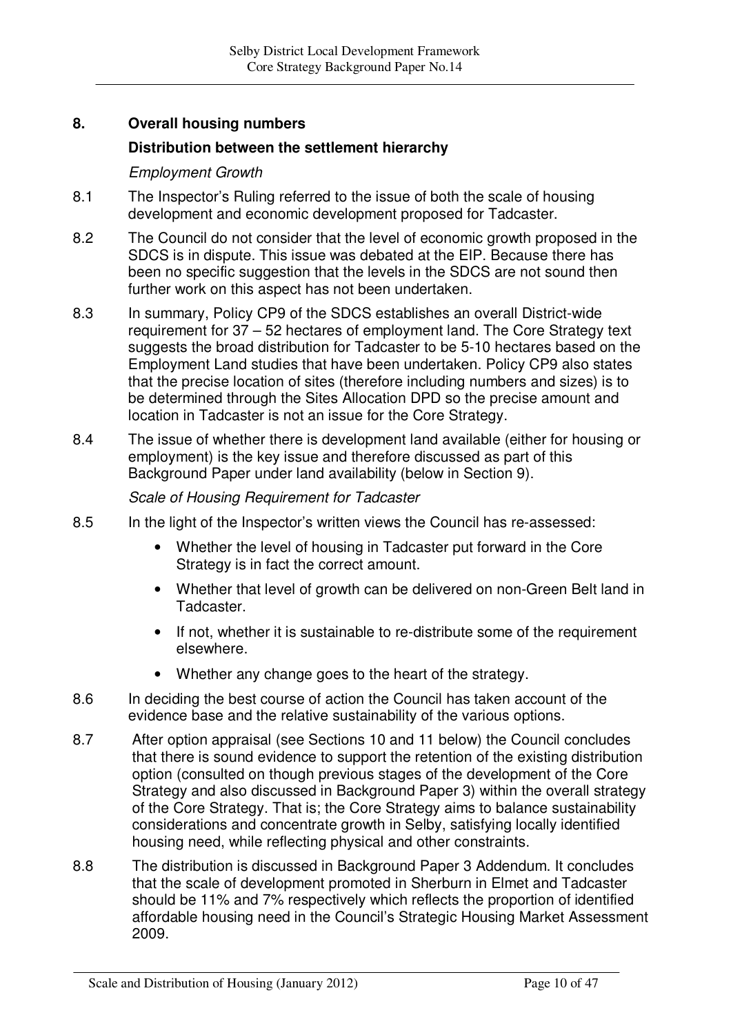## 8. Overall housing numbers

### Distribution between the settlement hierarchy

*Employment Growth*

8.1 The Inspector's Ruling referred to the issue of both the scale of housing development and economic development proposed for Tadcaster.

8.2 The Council do not consider that the level of economic growth proposed in the SDCS is in dispute. This issue was debated at the EIP. Because there has been no specific suggestion that the levels in the SDCS are not sound then further work on this aspect has not been undertaken.

8.3 In summary, Policy CP9 of the SDCS establishes an overall District-wide requirement for 37 – 52 hectares of employment land. The Core Strategy text suggests the broad distribution for Tadcaster to be 5-10 hectares based on the Employment Land studies that have been undertaken. Policy CP9 also states that the precise location of sites (therefore including numbers and sizes) is to be determined through the Sites Allocation DPD so the precise amount and location in Tadcaster is not an issue for the Core Strategy.

8.4 The issue of whether there is development land available (either for housing or employment) is the key issue and therefore discussed as part of this Background Paper under land availability (below in Section 9).

*Scale of Housing Requirement for Tadcaster*

8.5 In the light of the Inspector's written views the Council has re-assessed:

- Whether the level of housing in Tadcaster put forward in the Core Strategy is in fact the correct amount.
- Whether that level of growth can be delivered on non-Green Belt land in Tadcaster.
- If not, whether it is sustainable to re-distribute some of the requirement elsewhere.
- Whether any change goes to the heart of the strategy.

8.6 In deciding the best course of action the Council has taken account of the evidence base and the relative sustainability of the various options.

8.7 After option appraisal (see Sections 10 and 11 below) the Council concludes that there is sound evidence to support the retention of the existing distribution option (consulted on though previous stages of the development of the Core Strategy and also discussed in Background Paper 3) within the overall strategy of the Core Strategy. That is; the Core Strategy aims to balance sustainability considerations and concentrate growth in Selby, satisfying locally identified housing need, while reflecting physical and other constraints.

8.8 The distribution is discussed in Background Paper 3 Addendum. It concludes that the scale of development promoted in Sherburn in Elmet and Tadcaster should be 11% and 7% respectively which reflects the proportion of identified affordable housing need in the Council's Strategic Housing Market Assessment 2009.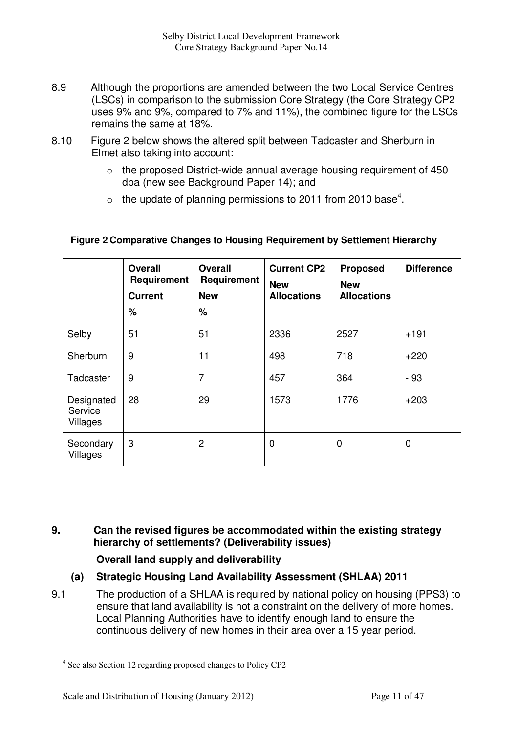8.9 Although the proportions are amended between the two Local Service Centres (LSCs) in comparison to the submission Core Strategy (the Core Strategy CP2 uses 9% and 9%, compared to 7% and 11%), the combined figure for the LSCs remains the same at 18%.

8.10 Figure 2 below shows the altered split between Tadcaster and Sherburn in Elmet also taking into account:

- the proposed District-wide annual average housing requirement of 450 dpa (new see Background Paper 14); and
- the update of planning permissions to 2011 from 2010 base[4].

**Figure 2 Comparative Changes to Housing Requirement by Settlement Hierarchy**

| | Overall Requirement Current % | Overall Requirement New % | Current CP2 New Allocations | Proposed New Allocations | Difference |
|---|---|---|---|---|---|
| Selby | 51 | 51 | 2336 | 2527 | +191 |
| Sherburn | 9 | 11 | 498 | 718 | +220 |
| Tadcaster | 9 | 7 | 457 | 364 | - 93 |
| Designated Service Villages | 28 | 29 | 1573 | 1776 | +203 |
| Secondary Villages | 3 | 2 | 0 | 0 | 0 |

## 9. Can the revised figures be accommodated within the existing strategy hierarchy of settlements? (Deliverability issues)

### Overall land supply and deliverability

### (a) Strategic Housing Land Availability Assessment (SHLAA) 2011

9.1 The production of a SHLAA is required by national policy on housing (PPS3) to ensure that land availability is not a constraint on the delivery of more homes. Local Planning Authorities have to identify enough land to ensure the continuous delivery of new homes in their area over a 15 year period.

[4] See also Section 12 regarding proposed changes to Policy CP2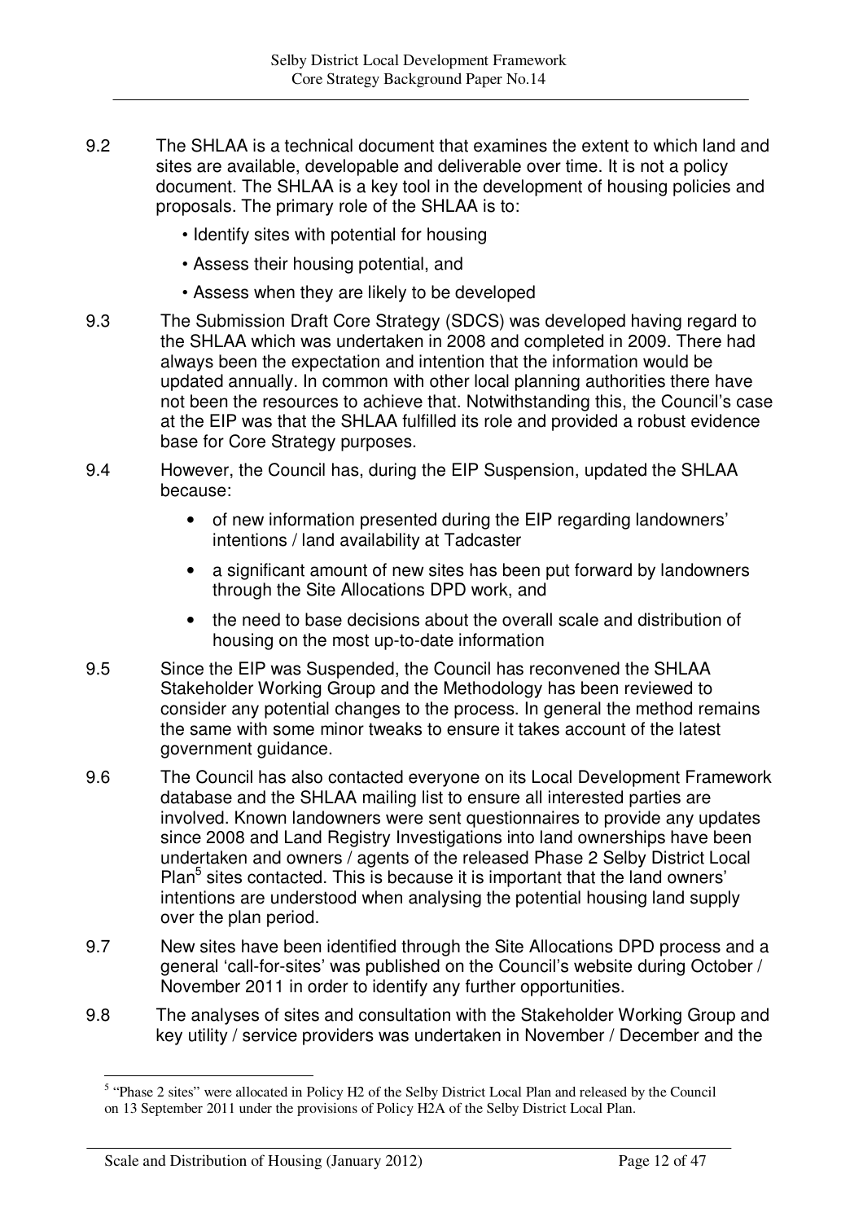9.2 The SHLAA is a technical document that examines the extent to which land and sites are available, developable and deliverable over time. It is not a policy document. The SHLAA is a key tool in the development of housing policies and proposals. The primary role of the SHLAA is to:

- Identify sites with potential for housing
- Assess their housing potential, and
- Assess when they are likely to be developed

9.3 The Submission Draft Core Strategy (SDCS) was developed having regard to the SHLAA which was undertaken in 2008 and completed in 2009. There had always been the expectation and intention that the information would be updated annually. In common with other local planning authorities there have not been the resources to achieve that. Notwithstanding this, the Council's case at the EIP was that the SHLAA fulfilled its role and provided a robust evidence base for Core Strategy purposes.

9.4 However, the Council has, during the EIP Suspension, updated the SHLAA because:

- of new information presented during the EIP regarding landowners' intentions / land availability at Tadcaster
- a significant amount of new sites has been put forward by landowners through the Site Allocations DPD work, and
- the need to base decisions about the overall scale and distribution of housing on the most up-to-date information

9.5 Since the EIP was Suspended, the Council has reconvened the SHLAA Stakeholder Working Group and the Methodology has been reviewed to consider any potential changes to the process. In general the method remains the same with some minor tweaks to ensure it takes account of the latest government guidance.

9.6 The Council has also contacted everyone on its Local Development Framework database and the SHLAA mailing list to ensure all interested parties are involved. Known landowners were sent questionnaires to provide any updates since 2008 and Land Registry Investigations into land ownerships have been undertaken and owners / agents of the released Phase 2 Selby District Local Plan[5] sites contacted. This is because it is important that the land owners' intentions are understood when analysing the potential housing land supply over the plan period.

9.7 New sites have been identified through the Site Allocations DPD process and a general 'call-for-sites' was published on the Council's website during October / November 2011 in order to identify any further opportunities.

9.8 The analyses of sites and consultation with the Stakeholder Working Group and key utility / service providers was undertaken in November / December and the

[5] "Phase 2 sites" were allocated in Policy H2 of the Selby District Local Plan and released by the Council on 13 September 2011 under the provisions of Policy H2A of the Selby District Local Plan.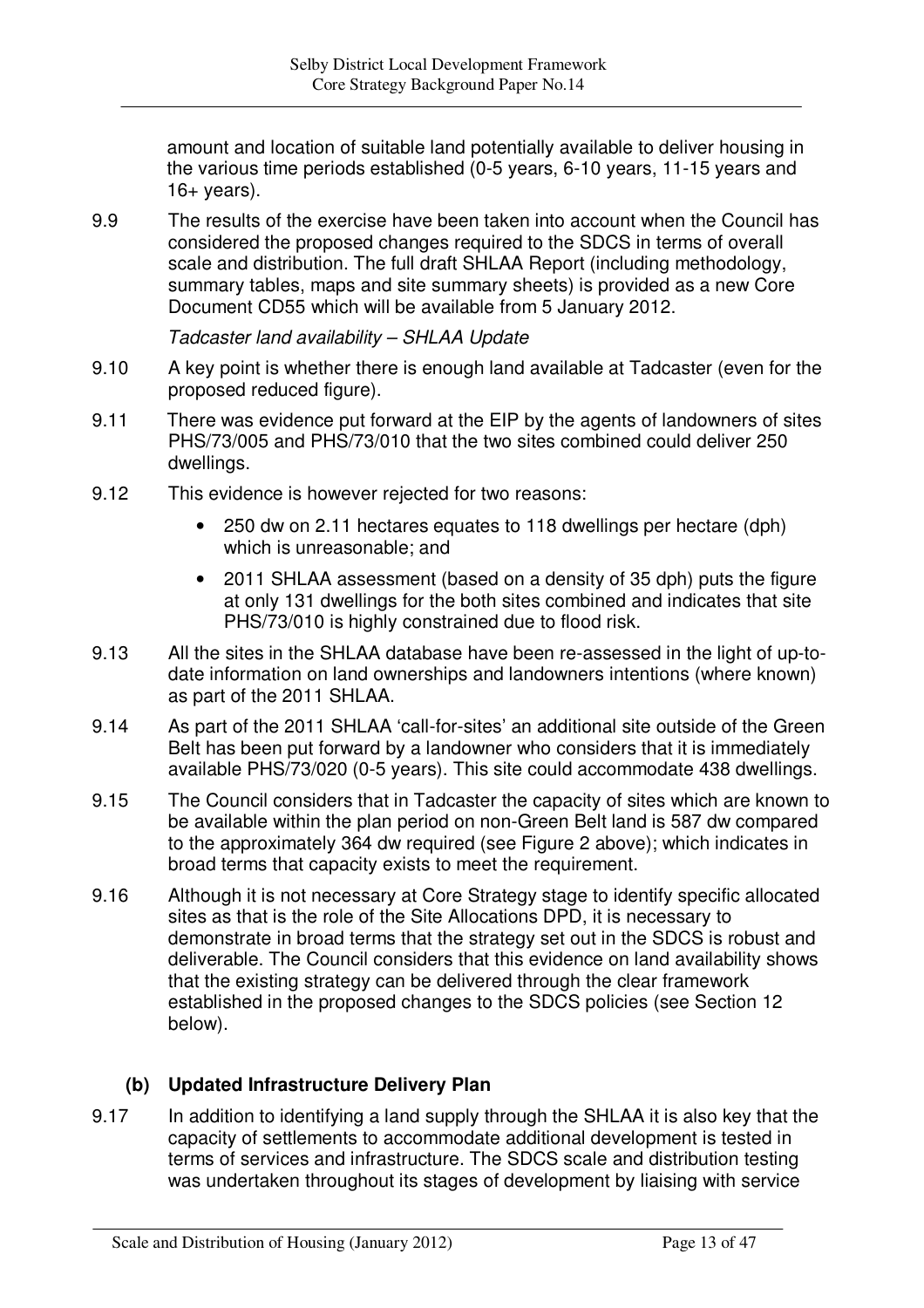amount and location of suitable land potentially available to deliver housing in the various time periods established (0-5 years, 6-10 years, 11-15 years and 16+ years).

9.9 The results of the exercise have been taken into account when the Council has considered the proposed changes required to the SDCS in terms of overall scale and distribution. The full draft SHLAA Report (including methodology, summary tables, maps and site summary sheets) is provided as a new Core Document CD55 which will be available from 5 January 2012.

*Tadcaster land availability – SHLAA Update*

9.10 A key point is whether there is enough land available at Tadcaster (even for the proposed reduced figure).

9.11 There was evidence put forward at the EIP by the agents of landowners of sites PHS/73/005 and PHS/73/010 that the two sites combined could deliver 250 dwellings.

9.12 This evidence is however rejected for two reasons:

- 250 dw on 2.11 hectares equates to 118 dwellings per hectare (dph) which is unreasonable; and
- 2011 SHLAA assessment (based on a density of 35 dph) puts the figure at only 131 dwellings for the both sites combined and indicates that site PHS/73/010 is highly constrained due to flood risk.

9.13 All the sites in the SHLAA database have been re-assessed in the light of up-to-date information on land ownerships and landowners intentions (where known) as part of the 2011 SHLAA.

9.14 As part of the 2011 SHLAA 'call-for-sites' an additional site outside of the Green Belt has been put forward by a landowner who considers that it is immediately available PHS/73/020 (0-5 years). This site could accommodate 438 dwellings.

9.15 The Council considers that in Tadcaster the capacity of sites which are known to be available within the plan period on non-Green Belt land is 587 dw compared to the approximately 364 dw required (see Figure 2 above); which indicates in broad terms that capacity exists to meet the requirement.

9.16 Although it is not necessary at Core Strategy stage to identify specific allocated sites as that is the role of the Site Allocations DPD, it is necessary to demonstrate in broad terms that the strategy set out in the SDCS is robust and deliverable. The Council considers that this evidence on land availability shows that the existing strategy can be delivered through the clear framework established in the proposed changes to the SDCS policies (see Section 12 below).

### (b) Updated Infrastructure Delivery Plan

9.17 In addition to identifying a land supply through the SHLAA it is also key that the capacity of settlements to accommodate additional development is tested in terms of services and infrastructure. The SDCS scale and distribution testing was undertaken throughout its stages of development by liaising with service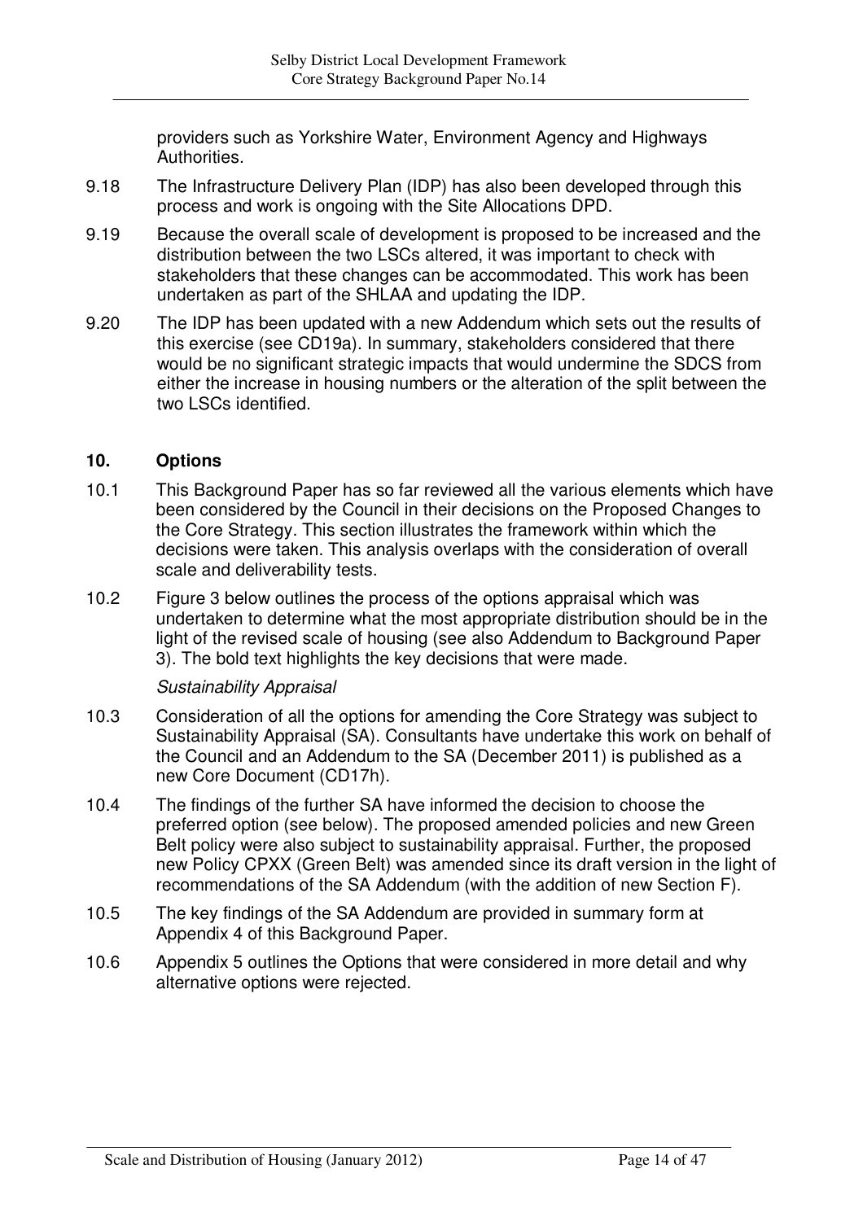providers such as Yorkshire Water, Environment Agency and Highways Authorities.

9.18 The Infrastructure Delivery Plan (IDP) has also been developed through this process and work is ongoing with the Site Allocations DPD.

9.19 Because the overall scale of development is proposed to be increased and the distribution between the two LSCs altered, it was important to check with stakeholders that these changes can be accommodated. This work has been undertaken as part of the SHLAA and updating the IDP.

9.20 The IDP has been updated with a new Addendum which sets out the results of this exercise (see CD19a). In summary, stakeholders considered that there would be no significant strategic impacts that would undermine the SDCS from either the increase in housing numbers or the alteration of the split between the two LSCs identified.

## 10. Options

10.1 This Background Paper has so far reviewed all the various elements which have been considered by the Council in their decisions on the Proposed Changes to the Core Strategy. This section illustrates the framework within which the decisions were taken. This analysis overlaps with the consideration of overall scale and deliverability tests.

10.2 Figure 3 below outlines the process of the options appraisal which was undertaken to determine what the most appropriate distribution should be in the light of the revised scale of housing (see also Addendum to Background Paper 3). The bold text highlights the key decisions that were made.

*Sustainability Appraisal*

10.3 Consideration of all the options for amending the Core Strategy was subject to Sustainability Appraisal (SA). Consultants have undertake this work on behalf of the Council and an Addendum to the SA (December 2011) is published as a new Core Document (CD17h).

10.4 The findings of the further SA have informed the decision to choose the preferred option (see below). The proposed amended policies and new Green Belt policy were also subject to sustainability appraisal. Further, the proposed new Policy CPXX (Green Belt) was amended since its draft version in the light of recommendations of the SA Addendum (with the addition of new Section F).

10.5 The key findings of the SA Addendum are provided in summary form at Appendix 4 of this Background Paper.

10.6 Appendix 5 outlines the Options that were considered in more detail and why alternative options were rejected.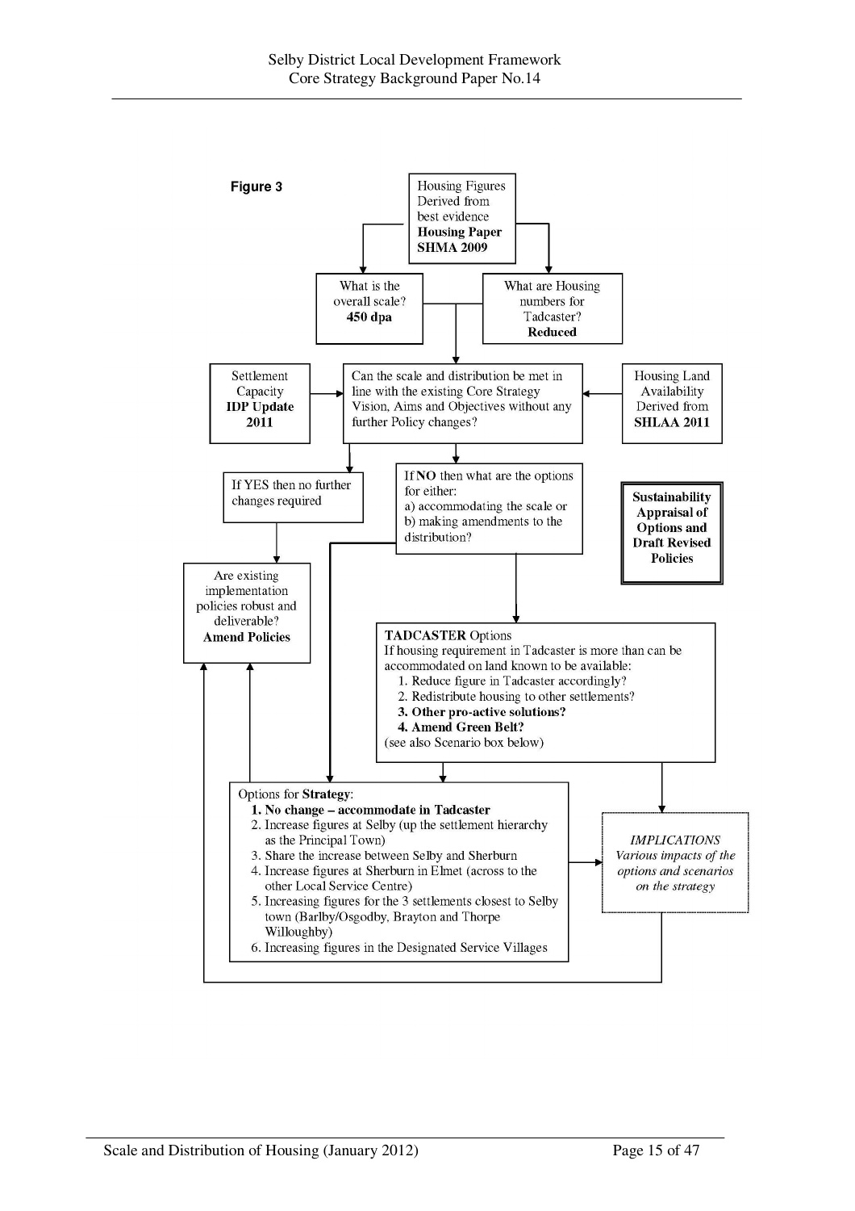**Figure 3**

Housing Figures Derived from best evidence **Housing Paper SHMA 2009**

What is the overall scale? **450 dpa**

What are Housing numbers for Tadcaster? **Reduced**

Settlement Capacity **IDP Update 2011**

Can the scale and distribution be met in line with the existing Core Strategy Vision, Aims and Objectives without any further Policy changes?

Housing Land Availability Derived from **SHLAA 2011**

If YES then no further changes required

If **NO** then what are the options for either:
a) accommodating the scale or
b) making amendments to the distribution?

**Sustainability Appraisal of Options and Draft Revised Policies**

Are existing implementation policies robust and deliverable? **Amend Policies**

**TADCASTER** Options
If housing requirement in Tadcaster is more than can be accommodated on land known to be available:

1. Reduce figure in Tadcaster accordingly?
2. Redistribute housing to other settlements?
3. **Other pro-active solutions?**
4. **Amend Green Belt?**

(see also Scenario box below)

Options for **Strategy**:

1. **No change – accommodate in Tadcaster**
2. Increase figures at Selby (up the settlement hierarchy as the Principal Town)
3. Share the increase between Selby and Sherburn
4. Increase figures at Sherburn in Elmet (across to the other Local Service Centre)
5. Increasing figures for the 3 settlements closest to Selby town (Barlby/Osgodby, Brayton and Thorpe Willoughby)
6. Increasing figures in the Designated Service Villages

*IMPLICATIONS*
*Various impacts of the options and scenarios on the strategy*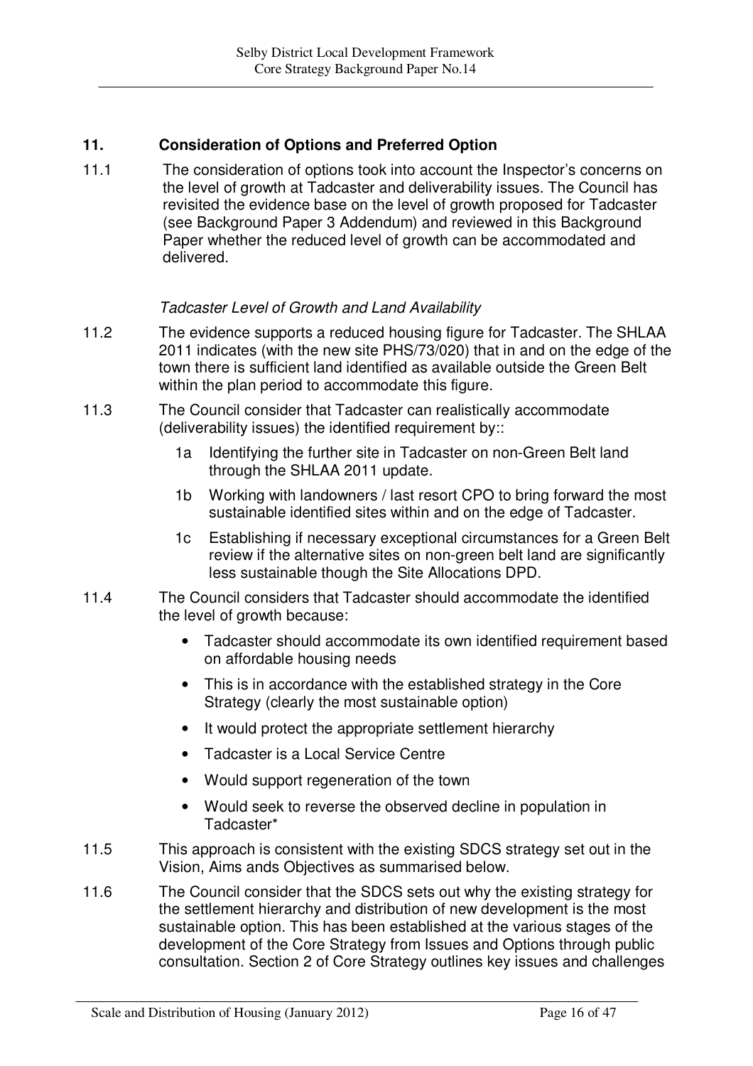## 11. Consideration of Options and Preferred Option

11.1 The consideration of options took into account the Inspector's concerns on the level of growth at Tadcaster and deliverability issues. The Council has revisited the evidence base on the level of growth proposed for Tadcaster (see Background Paper 3 Addendum) and reviewed in this Background Paper whether the reduced level of growth can be accommodated and delivered.

*Tadcaster Level of Growth and Land Availability*

11.2 The evidence supports a reduced housing figure for Tadcaster. The SHLAA 2011 indicates (with the new site PHS/73/020) that in and on the edge of the town there is sufficient land identified as available outside the Green Belt within the plan period to accommodate this figure.

11.3 The Council consider that Tadcaster can realistically accommodate (deliverability issues) the identified requirement by::

- 1a Identifying the further site in Tadcaster on non-Green Belt land through the SHLAA 2011 update.
- 1b Working with landowners / last resort CPO to bring forward the most sustainable identified sites within and on the edge of Tadcaster.
- 1c Establishing if necessary exceptional circumstances for a Green Belt review if the alternative sites on non-green belt land are significantly less sustainable though the Site Allocations DPD.

11.4 The Council considers that Tadcaster should accommodate the identified the level of growth because:

- Tadcaster should accommodate its own identified requirement based on affordable housing needs
- This is in accordance with the established strategy in the Core Strategy (clearly the most sustainable option)
- It would protect the appropriate settlement hierarchy
- Tadcaster is a Local Service Centre
- Would support regeneration of the town
- Would seek to reverse the observed decline in population in Tadcaster*

11.5 This approach is consistent with the existing SDCS strategy set out in the Vision, Aims ands Objectives as summarised below.

11.6 The Council consider that the SDCS sets out why the existing strategy for the settlement hierarchy and distribution of new development is the most sustainable option. This has been established at the various stages of the development of the Core Strategy from Issues and Options through public consultation. Section 2 of Core Strategy outlines key issues and challenges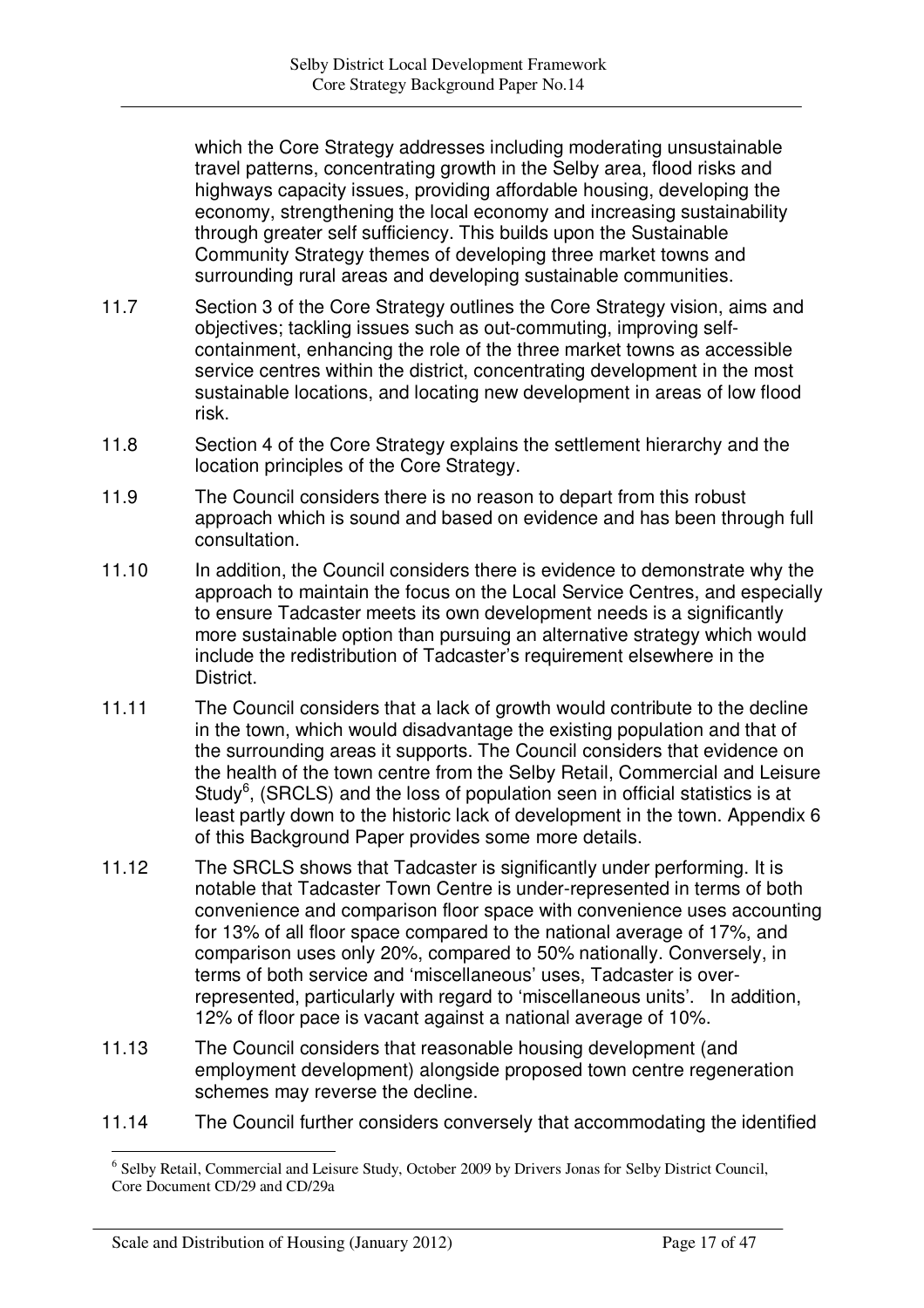which the Core Strategy addresses including moderating unsustainable travel patterns, concentrating growth in the Selby area, flood risks and highways capacity issues, providing affordable housing, developing the economy, strengthening the local economy and increasing sustainability through greater self sufficiency. This builds upon the Sustainable Community Strategy themes of developing three market towns and surrounding rural areas and developing sustainable communities.

11.7 Section 3 of the Core Strategy outlines the Core Strategy vision, aims and objectives; tackling issues such as out-commuting, improving self-containment, enhancing the role of the three market towns as accessible service centres within the district, concentrating development in the most sustainable locations, and locating new development in areas of low flood risk.

11.8 Section 4 of the Core Strategy explains the settlement hierarchy and the location principles of the Core Strategy.

11.9 The Council considers there is no reason to depart from this robust approach which is sound and based on evidence and has been through full consultation.

11.10 In addition, the Council considers there is evidence to demonstrate why the approach to maintain the focus on the Local Service Centres, and especially to ensure Tadcaster meets its own development needs is a significantly more sustainable option than pursuing an alternative strategy which would include the redistribution of Tadcaster's requirement elsewhere in the District.

11.11 The Council considers that a lack of growth would contribute to the decline in the town, which would disadvantage the existing population and that of the surrounding areas it supports. The Council considers that evidence on the health of the town centre from the Selby Retail, Commercial and Leisure Study[6], (SRCLS) and the loss of population seen in official statistics is at least partly down to the historic lack of development in the town. Appendix 6 of this Background Paper provides some more details.

11.12 The SRCLS shows that Tadcaster is significantly under performing. It is notable that Tadcaster Town Centre is under-represented in terms of both convenience and comparison floor space with convenience uses accounting for 13% of all floor space compared to the national average of 17%, and comparison uses only 20%, compared to 50% nationally. Conversely, in terms of both service and 'miscellaneous' uses, Tadcaster is over-represented, particularly with regard to 'miscellaneous units'. In addition, 12% of floor pace is vacant against a national average of 10%.

11.13 The Council considers that reasonable housing development (and employment development) alongside proposed town centre regeneration schemes may reverse the decline.

11.14 The Council further considers conversely that accommodating the identified

[6] Selby Retail, Commercial and Leisure Study, October 2009 by Drivers Jonas for Selby District Council, Core Document CD/29 and CD/29a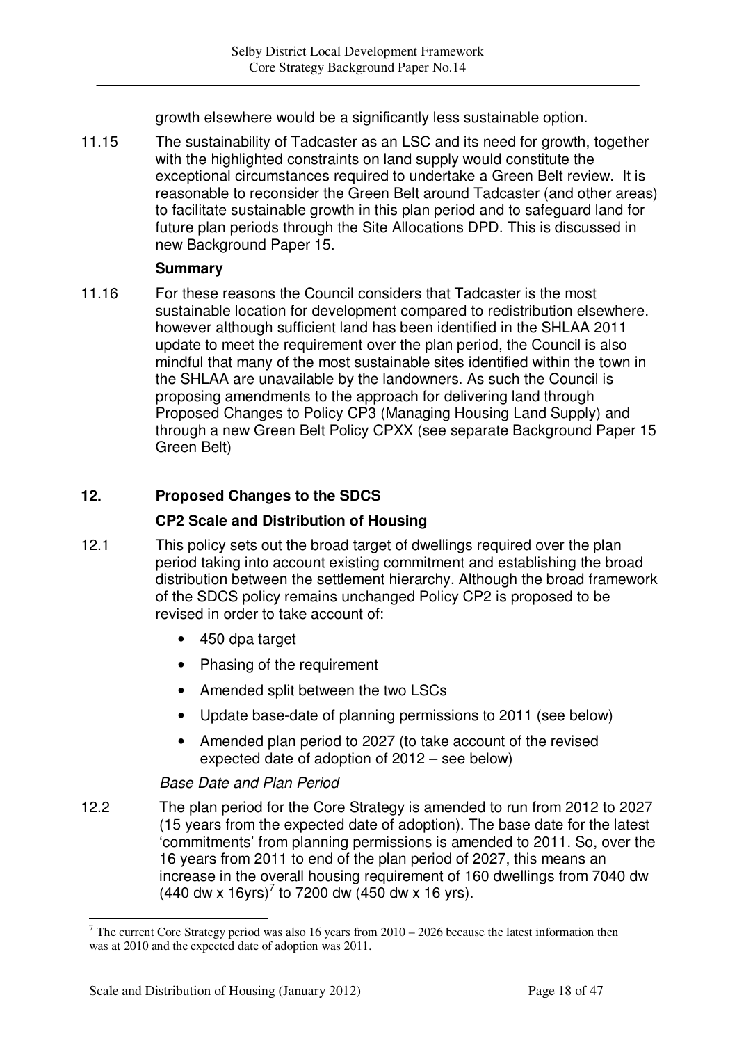growth elsewhere would be a significantly less sustainable option.

11.15 The sustainability of Tadcaster as an LSC and its need for growth, together with the highlighted constraints on land supply would constitute the exceptional circumstances required to undertake a Green Belt review. It is reasonable to reconsider the Green Belt around Tadcaster (and other areas) to facilitate sustainable growth in this plan period and to safeguard land for future plan periods through the Site Allocations DPD. This is discussed in new Background Paper 15.

**Summary**

11.16 For these reasons the Council considers that Tadcaster is the most sustainable location for development compared to redistribution elsewhere. however although sufficient land has been identified in the SHLAA 2011 update to meet the requirement over the plan period, the Council is also mindful that many of the most sustainable sites identified within the town in the SHLAA are unavailable by the landowners. As such the Council is proposing amendments to the approach for delivering land through Proposed Changes to Policy CP3 (Managing Housing Land Supply) and through a new Green Belt Policy CPXX (see separate Background Paper 15 Green Belt)

## 12. Proposed Changes to the SDCS

### CP2 Scale and Distribution of Housing

12.1 This policy sets out the broad target of dwellings required over the plan period taking into account existing commitment and establishing the broad distribution between the settlement hierarchy. Although the broad framework of the SDCS policy remains unchanged Policy CP2 is proposed to be revised in order to take account of:

- 450 dpa target
- Phasing of the requirement
- Amended split between the two LSCs
- Update base-date of planning permissions to 2011 (see below)
- Amended plan period to 2027 (to take account of the revised expected date of adoption of 2012 – see below)

*Base Date and Plan Period*

12.2 The plan period for the Core Strategy is amended to run from 2012 to 2027 (15 years from the expected date of adoption). The base date for the latest 'commitments' from planning permissions is amended to 2011. So, over the 16 years from 2011 to end of the plan period of 2027, this means an increase in the overall housing requirement of 160 dwellings from 7040 dw (440 dw x 16yrs)[7] to 7200 dw (450 dw x 16 yrs).

[7] The current Core Strategy period was also 16 years from 2010 – 2026 because the latest information then was at 2010 and the expected date of adoption was 2011.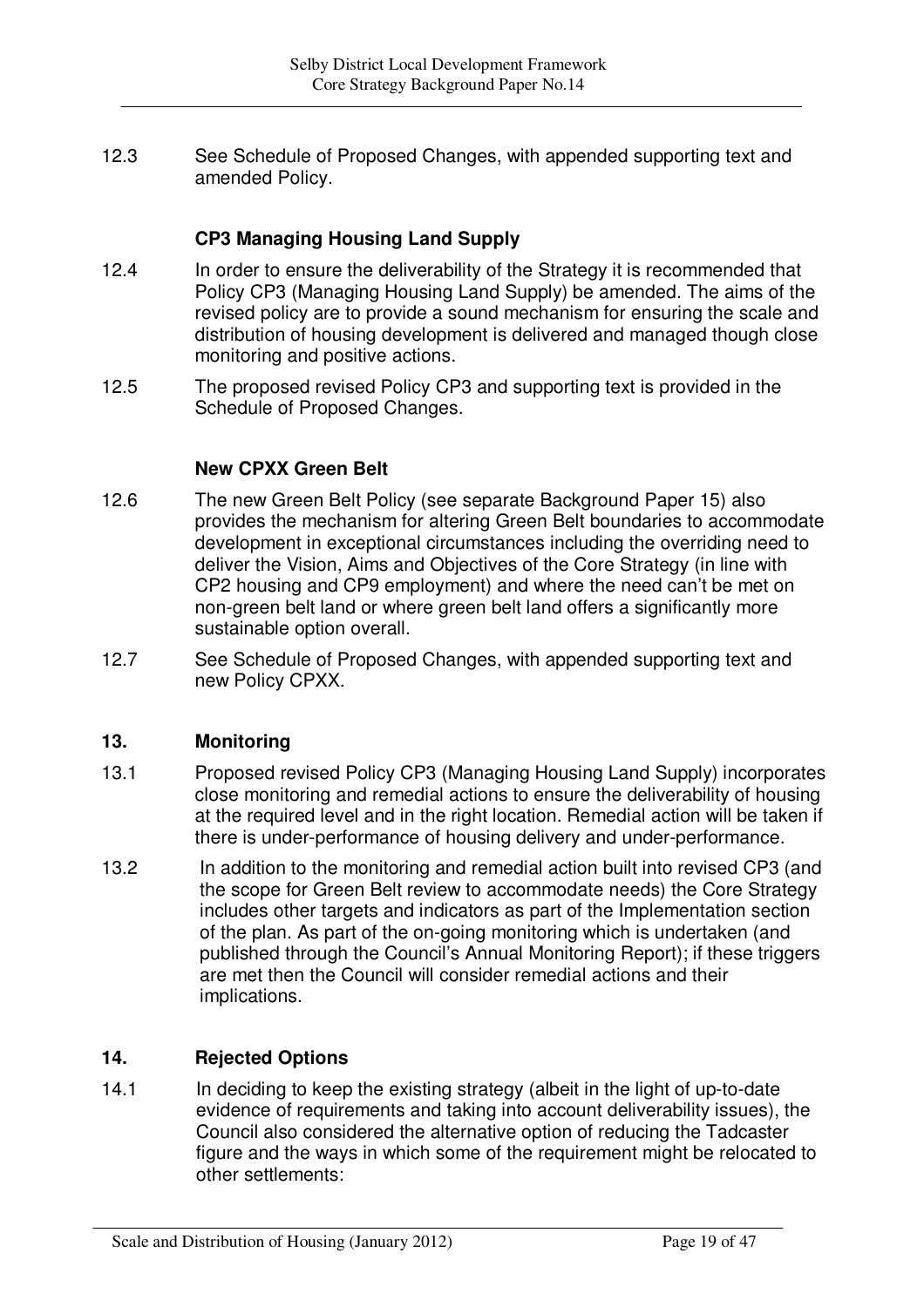12.3 See Schedule of Proposed Changes, with appended supporting text and amended Policy.

### CP3 Managing Housing Land Supply

12.4 In order to ensure the deliverability of the Strategy it is recommended that Policy CP3 (Managing Housing Land Supply) be amended. The aims of the revised policy are to provide a sound mechanism for ensuring the scale and distribution of housing development is delivered and managed though close monitoring and positive actions.

12.5 The proposed revised Policy CP3 and supporting text is provided in the Schedule of Proposed Changes.

### New CPXX Green Belt

12.6 The new Green Belt Policy (see separate Background Paper 15) also provides the mechanism for altering Green Belt boundaries to accommodate development in exceptional circumstances including the overriding need to deliver the Vision, Aims and Objectives of the Core Strategy (in line with CP2 housing and CP9 employment) and where the need can't be met on non-green belt land or where green belt land offers a significantly more sustainable option overall.

12.7 See Schedule of Proposed Changes, with appended supporting text and new Policy CPXX.

## 13. Monitoring

13.1 Proposed revised Policy CP3 (Managing Housing Land Supply) incorporates close monitoring and remedial actions to ensure the deliverability of housing at the required level and in the right location. Remedial action will be taken if there is under-performance of housing delivery and under-performance.

13.2 In addition to the monitoring and remedial action built into revised CP3 (and the scope for Green Belt review to accommodate needs) the Core Strategy includes other targets and indicators as part of the Implementation section of the plan. As part of the on-going monitoring which is undertaken (and published through the Council's Annual Monitoring Report); if these triggers are met then the Council will consider remedial actions and their implications.

## 14. Rejected Options

14.1 In deciding to keep the existing strategy (albeit in the light of up-to-date evidence of requirements and taking into account deliverability issues), the Council also considered the alternative option of reducing the Tadcaster figure and the ways in which some of the requirement might be relocated to other settlements: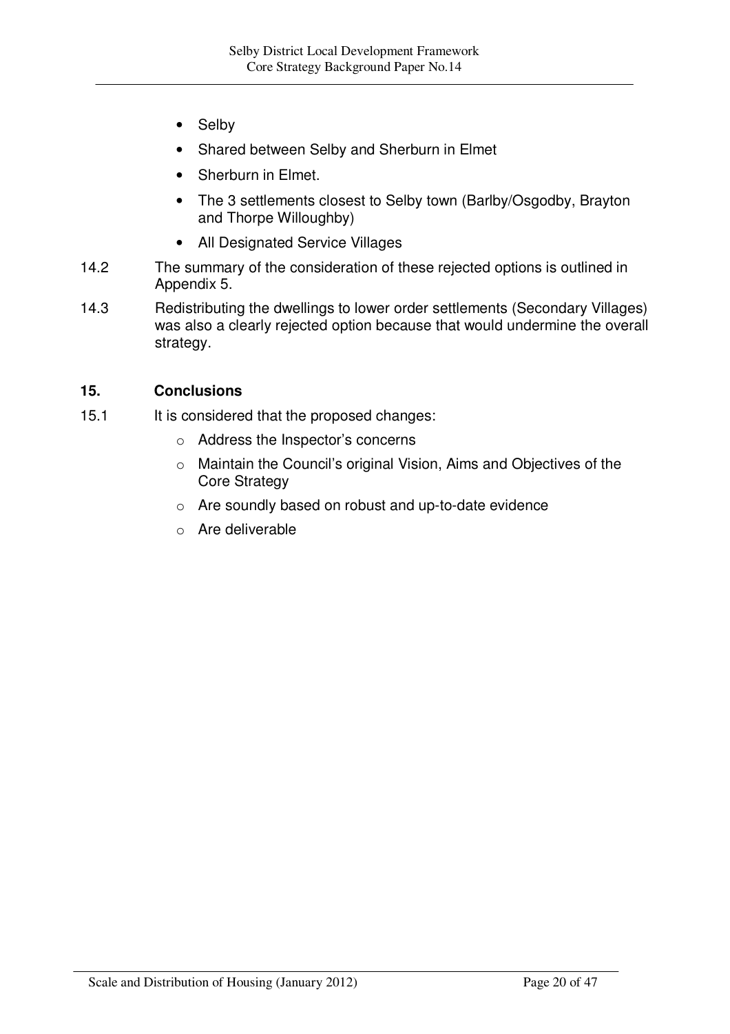- Selby
- Shared between Selby and Sherburn in Elmet
- Sherburn in Elmet.
- The 3 settlements closest to Selby town (Barlby/Osgodby, Brayton and Thorpe Willoughby)
- All Designated Service Villages

14.2 The summary of the consideration of these rejected options is outlined in Appendix 5.

14.3 Redistributing the dwellings to lower order settlements (Secondary Villages) was also a clearly rejected option because that would undermine the overall strategy.

## 15. Conclusions

15.1 It is considered that the proposed changes:

- Address the Inspector's concerns
- Maintain the Council's original Vision, Aims and Objectives of the Core Strategy
- Are soundly based on robust and up-to-date evidence
- Are deliverable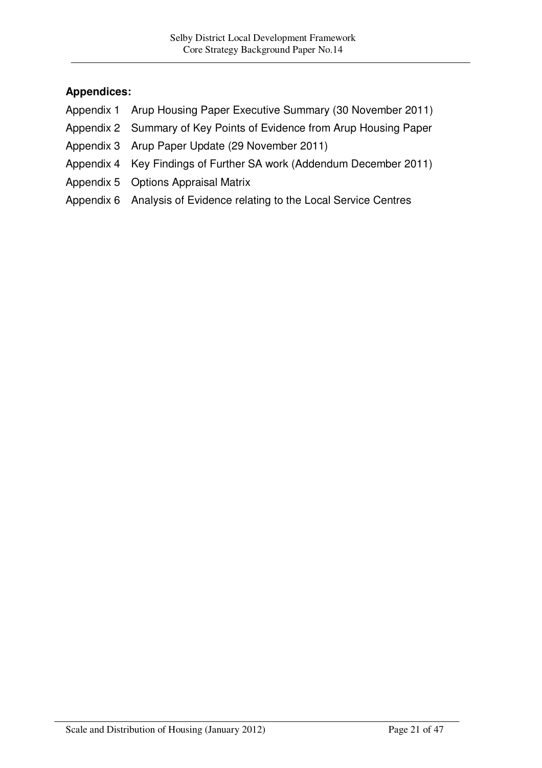**Appendices:**

Appendix 1 Arup Housing Paper Executive Summary (30 November 2011)

Appendix 2 Summary of Key Points of Evidence from Arup Housing Paper

Appendix 3 Arup Paper Update (29 November 2011)

Appendix 4 Key Findings of Further SA work (Addendum December 2011)

Appendix 5 Options Appraisal Matrix

Appendix 6 Analysis of Evidence relating to the Local Service Centres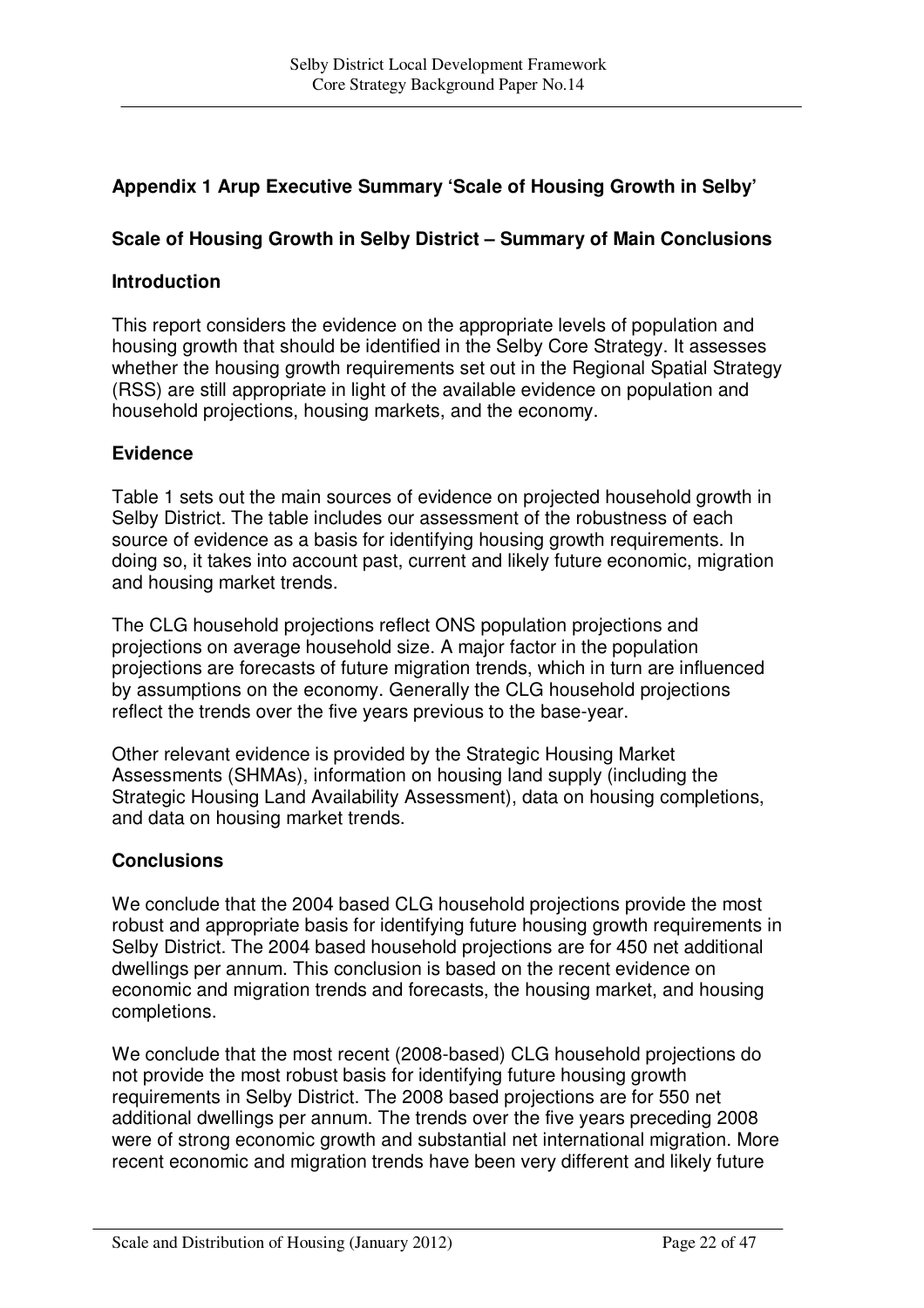## Appendix 1 Arup Executive Summary 'Scale of Housing Growth in Selby'

### Scale of Housing Growth in Selby District – Summary of Main Conclusions

### Introduction

This report considers the evidence on the appropriate levels of population and housing growth that should be identified in the Selby Core Strategy. It assesses whether the housing growth requirements set out in the Regional Spatial Strategy (RSS) are still appropriate in light of the available evidence on population and household projections, housing markets, and the economy.

### Evidence

Table 1 sets out the main sources of evidence on projected household growth in Selby District. The table includes our assessment of the robustness of each source of evidence as a basis for identifying housing growth requirements. In doing so, it takes into account past, current and likely future economic, migration and housing market trends.

The CLG household projections reflect ONS population projections and projections on average household size. A major factor in the population projections are forecasts of future migration trends, which in turn are influenced by assumptions on the economy. Generally the CLG household projections reflect the trends over the five years previous to the base-year.

Other relevant evidence is provided by the Strategic Housing Market Assessments (SHMAs), information on housing land supply (including the Strategic Housing Land Availability Assessment), data on housing completions, and data on housing market trends.

### Conclusions

We conclude that the 2004 based CLG household projections provide the most robust and appropriate basis for identifying future housing growth requirements in Selby District. The 2004 based household projections are for 450 net additional dwellings per annum. This conclusion is based on the recent evidence on economic and migration trends and forecasts, the housing market, and housing completions.

We conclude that the most recent (2008-based) CLG household projections do not provide the most robust basis for identifying future housing growth requirements in Selby District. The 2008 based projections are for 550 net additional dwellings per annum. The trends over the five years preceding 2008 were of strong economic growth and substantial net international migration. More recent economic and migration trends have been very different and likely future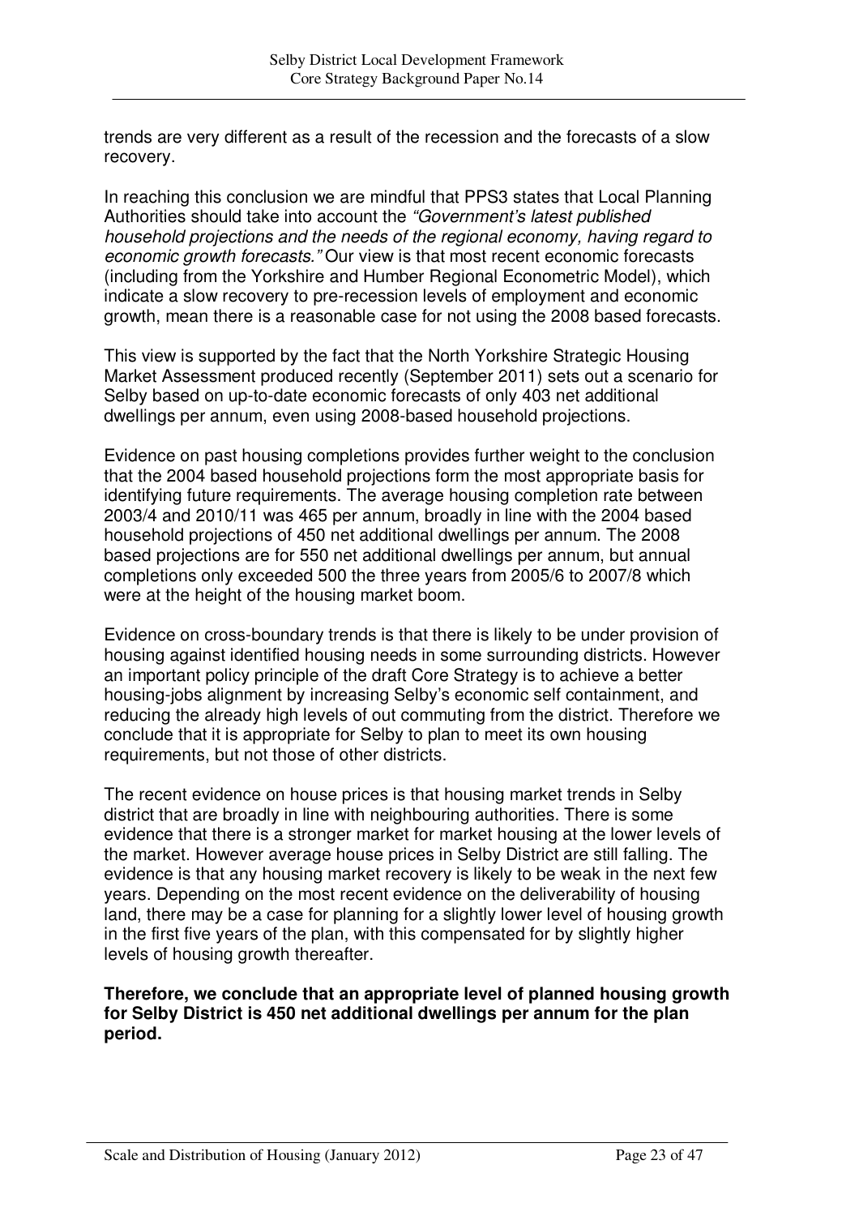trends are very different as a result of the recession and the forecasts of a slow recovery.

In reaching this conclusion we are mindful that PPS3 states that Local Planning Authorities should take into account the *"Government's latest published household projections and the needs of the regional economy, having regard to economic growth forecasts."* Our view is that most recent economic forecasts (including from the Yorkshire and Humber Regional Econometric Model), which indicate a slow recovery to pre-recession levels of employment and economic growth, mean there is a reasonable case for not using the 2008 based forecasts.

This view is supported by the fact that the North Yorkshire Strategic Housing Market Assessment produced recently (September 2011) sets out a scenario for Selby based on up-to-date economic forecasts of only 403 net additional dwellings per annum, even using 2008-based household projections.

Evidence on past housing completions provides further weight to the conclusion that the 2004 based household projections form the most appropriate basis for identifying future requirements. The average housing completion rate between 2003/4 and 2010/11 was 465 per annum, broadly in line with the 2004 based household projections of 450 net additional dwellings per annum. The 2008 based projections are for 550 net additional dwellings per annum, but annual completions only exceeded 500 the three years from 2005/6 to 2007/8 which were at the height of the housing market boom.

Evidence on cross-boundary trends is that there is likely to be under provision of housing against identified housing needs in some surrounding districts. However an important policy principle of the draft Core Strategy is to achieve a better housing-jobs alignment by increasing Selby's economic self containment, and reducing the already high levels of out commuting from the district. Therefore we conclude that it is appropriate for Selby to plan to meet its own housing requirements, but not those of other districts.

The recent evidence on house prices is that housing market trends in Selby district that are broadly in line with neighbouring authorities. There is some evidence that there is a stronger market for market housing at the lower levels of the market. However average house prices in Selby District are still falling. The evidence is that any housing market recovery is likely to be weak in the next few years. Depending on the most recent evidence on the deliverability of housing land, there may be a case for planning for a slightly lower level of housing growth in the first five years of the plan, with this compensated for by slightly higher levels of housing growth thereafter.

**Therefore, we conclude that an appropriate level of planned housing growth for Selby District is 450 net additional dwellings per annum for the plan period.**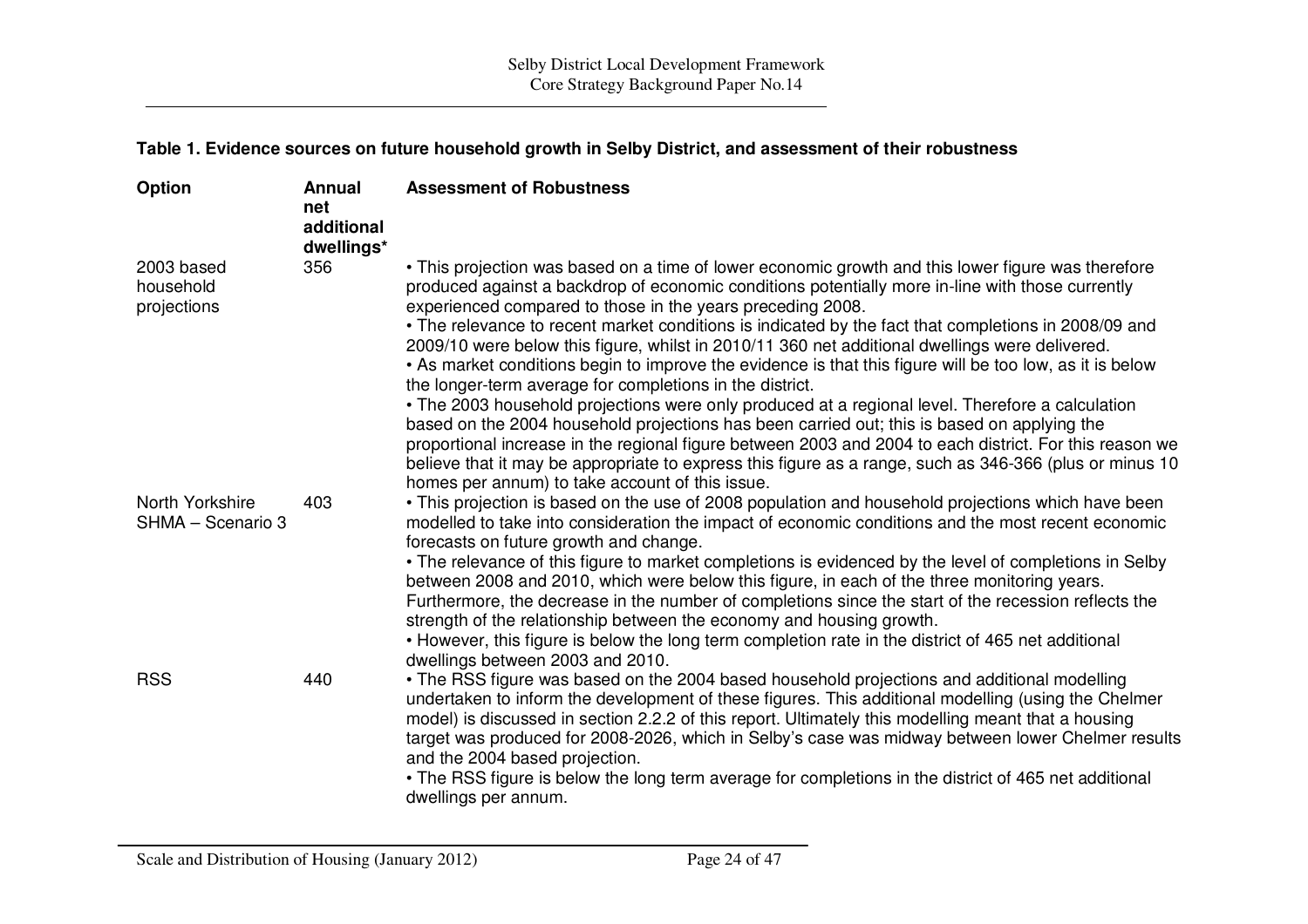**Table 1. Evidence sources on future household growth in Selby District, and assessment of their robustness**

| Option | Annual net additional dwellings* | Assessment of Robustness |
|---|---|---|
| 2003 based household projections | 356 | • This projection was based on a time of lower economic growth and this lower figure was therefore produced against a backdrop of economic conditions potentially more in-line with those currently experienced compared to those in the years preceding 2008.<br>• The relevance to recent market conditions is indicated by the fact that completions in 2008/09 and 2009/10 were below this figure, whilst in 2010/11 360 net additional dwellings were delivered.<br>• As market conditions begin to improve the evidence is that this figure will be too low, as it is below the longer-term average for completions in the district.<br>• The 2003 household projections were only produced at a regional level. Therefore a calculation based on the 2004 household projections has been carried out; this is based on applying the proportional increase in the regional figure between 2003 and 2004 to each district. For this reason we believe that it may be appropriate to express this figure as a range, such as 346-366 (plus or minus 10 homes per annum) to take account of this issue. |
| North Yorkshire SHMA – Scenario 3 | 403 | • This projection is based on the use of 2008 population and household projections which have been modelled to take into consideration the impact of economic conditions and the most recent economic forecasts on future growth and change.<br>• The relevance of this figure to market completions is evidenced by the level of completions in Selby between 2008 and 2010, which were below this figure, in each of the three monitoring years. Furthermore, the decrease in the number of completions since the start of the recession reflects the strength of the relationship between the economy and housing growth.<br>• However, this figure is below the long term completion rate in the district of 465 net additional dwellings between 2003 and 2010. |
| RSS | 440 | • The RSS figure was based on the 2004 based household projections and additional modelling undertaken to inform the development of these figures. This additional modelling (using the Chelmer model) is discussed in section 2.2.2 of this report. Ultimately this modelling meant that a housing target was produced for 2008-2026, which in Selby's case was midway between lower Chelmer results and the 2004 based projection.<br>• The RSS figure is below the long term average for completions in the district of 465 net additional dwellings per annum. |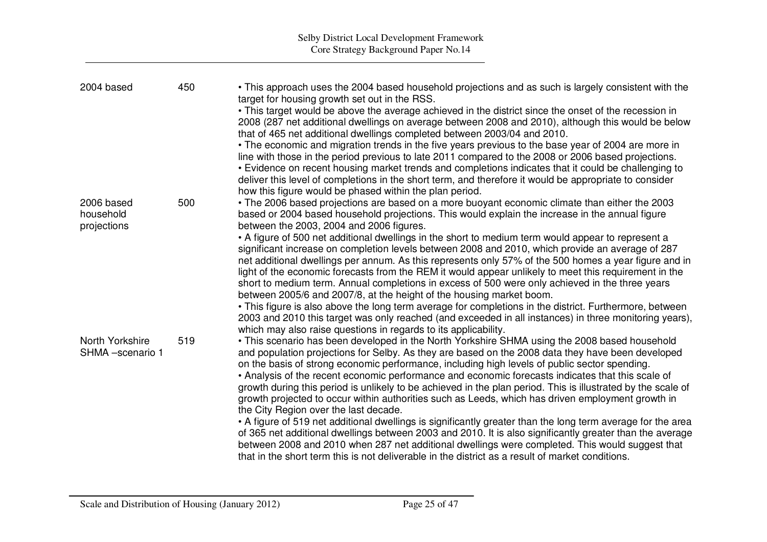| | | |
|---|---|---|
| 2004 based | 450 | • This approach uses the 2004 based household projections and as such is largely consistent with the target for housing growth set out in the RSS.<br>• This target would be above the average achieved in the district since the onset of the recession in 2008 (287 net additional dwellings on average between 2008 and 2010), although this would be below that of 465 net additional dwellings completed between 2003/04 and 2010.<br>• The economic and migration trends in the five years previous to the base year of 2004 are more in line with those in the period previous to late 2011 compared to the 2008 or 2006 based projections.<br>• Evidence on recent housing market trends and completions indicates that it could be challenging to deliver this level of completions in the short term, and therefore it would be appropriate to consider how this figure would be phased within the plan period. |
| 2006 based household projections | 500 | • The 2006 based projections are based on a more buoyant economic climate than either the 2003 based or 2004 based household projections. This would explain the increase in the annual figure between the 2003, 2004 and 2006 figures.<br>• A figure of 500 net additional dwellings in the short to medium term would appear to represent a significant increase on completion levels between 2008 and 2010, which provide an average of 287 net additional dwellings per annum. As this represents only 57% of the 500 homes a year figure and in light of the economic forecasts from the REM it would appear unlikely to meet this requirement in the short to medium term. Annual completions in excess of 500 were only achieved in the three years between 2005/6 and 2007/8, at the height of the housing market boom.<br>• This figure is also above the long term average for completions in the district. Furthermore, between 2003 and 2010 this target was only reached (and exceeded in all instances) in three monitoring years), which may also raise questions in regards to its applicability. |
| North Yorkshire SHMA –scenario 1 | 519 | • This scenario has been developed in the North Yorkshire SHMA using the 2008 based household and population projections for Selby. As they are based on the 2008 data they have been developed on the basis of strong economic performance, including high levels of public sector spending.<br>• Analysis of the recent economic performance and economic forecasts indicates that this scale of growth during this period is unlikely to be achieved in the plan period. This is illustrated by the scale of growth projected to occur within authorities such as Leeds, which has driven employment growth in the City Region over the last decade.<br>• A figure of 519 net additional dwellings is significantly greater than the long term average for the area of 365 net additional dwellings between 2003 and 2010. It is also significantly greater than the average between 2008 and 2010 when 287 net additional dwellings were completed. This would suggest that that in the short term this is not deliverable in the district as a result of market conditions. |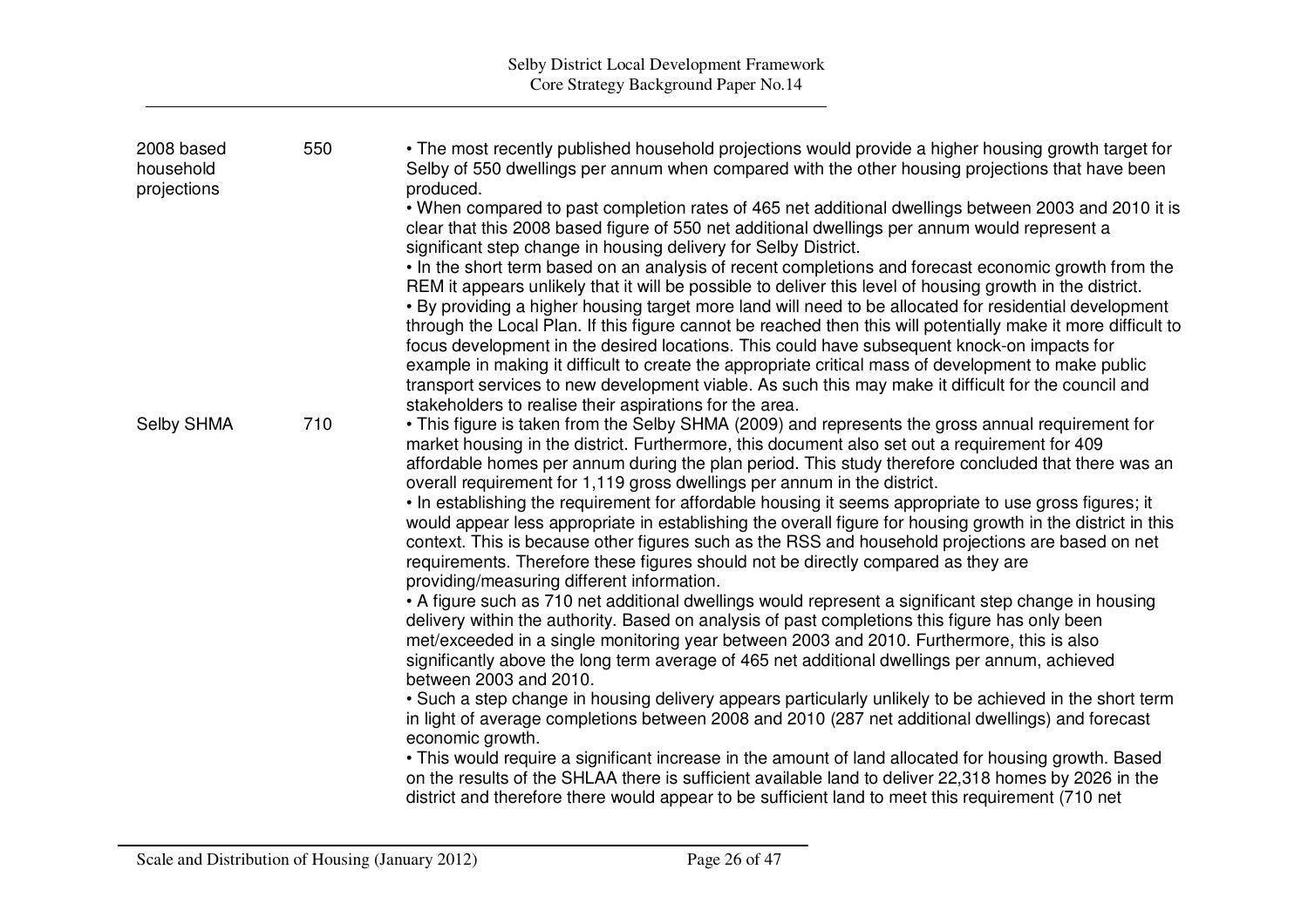| | | |
|---|---|---|
| 2008 based household projections | 550 | • The most recently published household projections would provide a higher housing growth target for Selby of 550 dwellings per annum when compared with the other housing projections that have been produced.<br>• When compared to past completion rates of 465 net additional dwellings between 2003 and 2010 it is clear that this 2008 based figure of 550 net additional dwellings per annum would represent a significant step change in housing delivery for Selby District.<br>• In the short term based on an analysis of recent completions and forecast economic growth from the REM it appears unlikely that it will be possible to deliver this level of housing growth in the district.<br>• By providing a higher housing target more land will need to be allocated for residential development through the Local Plan. If this figure cannot be reached then this will potentially make it more difficult to focus development in the desired locations. This could have subsequent knock-on impacts for example in making it difficult to create the appropriate critical mass of development to make public transport services to new development viable. As such this may make it difficult for the council and stakeholders to realise their aspirations for the area. |
| Selby SHMA | 710 | • This figure is taken from the Selby SHMA (2009) and represents the gross annual requirement for market housing in the district. Furthermore, this document also set out a requirement for 409 affordable homes per annum during the plan period. This study therefore concluded that there was an overall requirement for 1,119 gross dwellings per annum in the district.<br>• In establishing the requirement for affordable housing it seems appropriate to use gross figures; it would appear less appropriate in establishing the overall figure for housing growth in the district in this context. This is because other figures such as the RSS and household projections are based on net requirements. Therefore these figures should not be directly compared as they are providing/measuring different information.<br>• A figure such as 710 net additional dwellings would represent a significant step change in housing delivery within the authority. Based on analysis of past completions this figure has only been met/exceeded in a single monitoring year between 2003 and 2010. Furthermore, this is also significantly above the long term average of 465 net additional dwellings per annum, achieved between 2003 and 2010.<br>• Such a step change in housing delivery appears particularly unlikely to be achieved in the short term in light of average completions between 2008 and 2010 (287 net additional dwellings) and forecast economic growth.<br>• This would require a significant increase in the amount of land allocated for housing growth. Based on the results of the SHLAA there is sufficient available land to deliver 22,318 homes by 2026 in the district and therefore there would appear to be sufficient land to meet this requirement (710 net |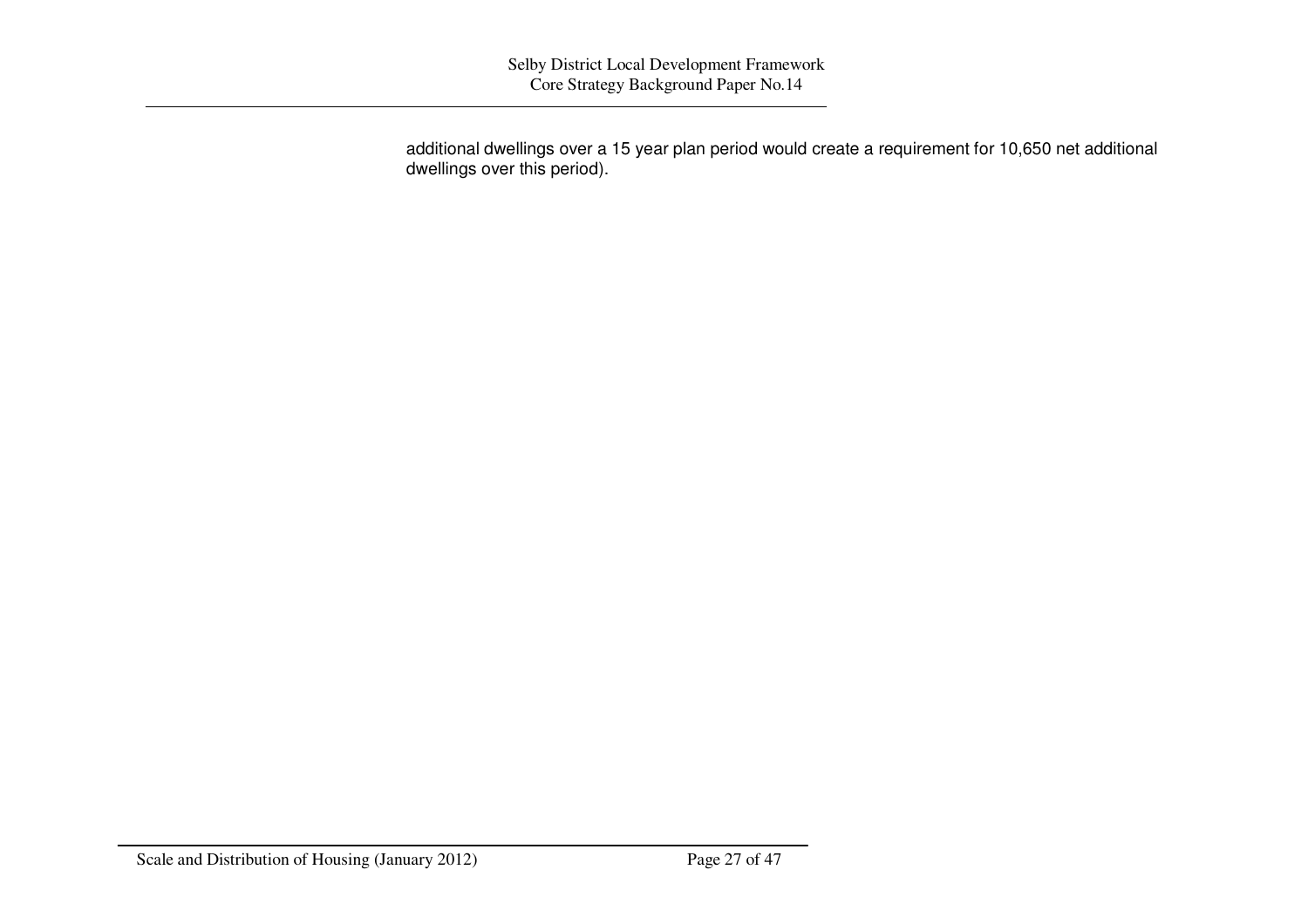additional dwellings over a 15 year plan period would create a requirement for 10,650 net additional dwellings over this period).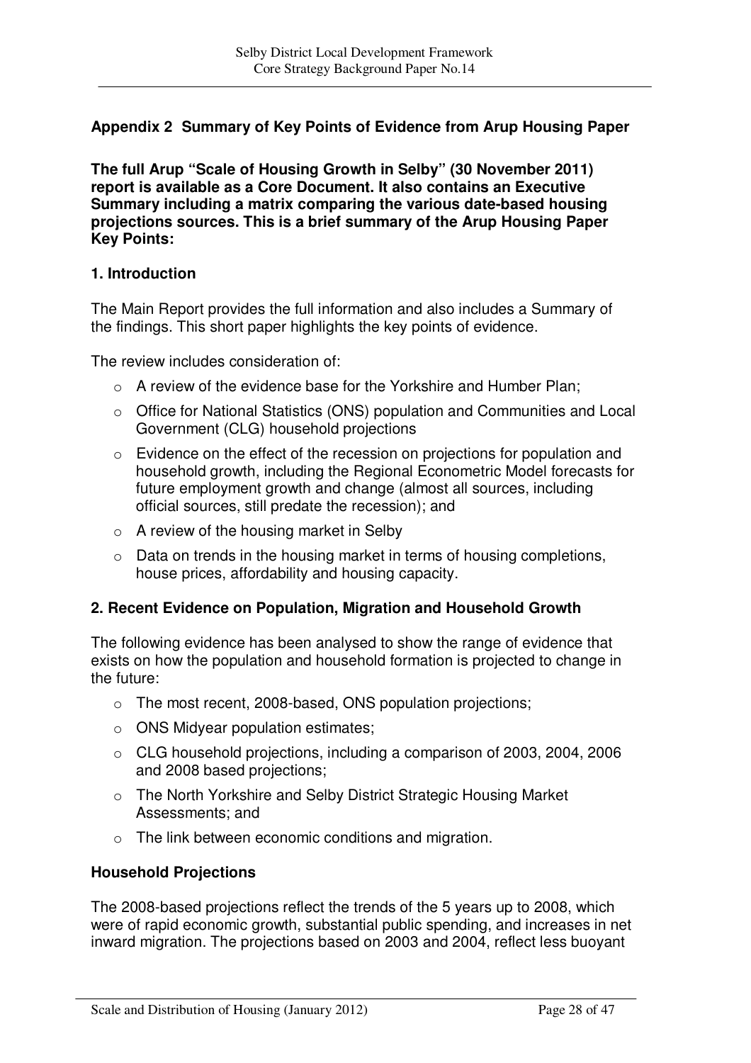## Appendix 2 Summary of Key Points of Evidence from Arup Housing Paper

**The full Arup "Scale of Housing Growth in Selby" (30 November 2011) report is available as a Core Document. It also contains an Executive Summary including a matrix comparing the various date-based housing projections sources. This is a brief summary of the Arup Housing Paper Key Points:**

### 1. Introduction

The Main Report provides the full information and also includes a Summary of the findings. This short paper highlights the key points of evidence.

The review includes consideration of:

- A review of the evidence base for the Yorkshire and Humber Plan;
- Office for National Statistics (ONS) population and Communities and Local Government (CLG) household projections
- Evidence on the effect of the recession on projections for population and household growth, including the Regional Econometric Model forecasts for future employment growth and change (almost all sources, including official sources, still predate the recession); and
- A review of the housing market in Selby
- Data on trends in the housing market in terms of housing completions, house prices, affordability and housing capacity.

### 2. Recent Evidence on Population, Migration and Household Growth

The following evidence has been analysed to show the range of evidence that exists on how the population and household formation is projected to change in the future:

- The most recent, 2008-based, ONS population projections;
- ONS Midyear population estimates;
- CLG household projections, including a comparison of 2003, 2004, 2006 and 2008 based projections;
- The North Yorkshire and Selby District Strategic Housing Market Assessments; and
- The link between economic conditions and migration.

### Household Projections

The 2008-based projections reflect the trends of the 5 years up to 2008, which were of rapid economic growth, substantial public spending, and increases in net inward migration. The projections based on 2003 and 2004, reflect less buoyant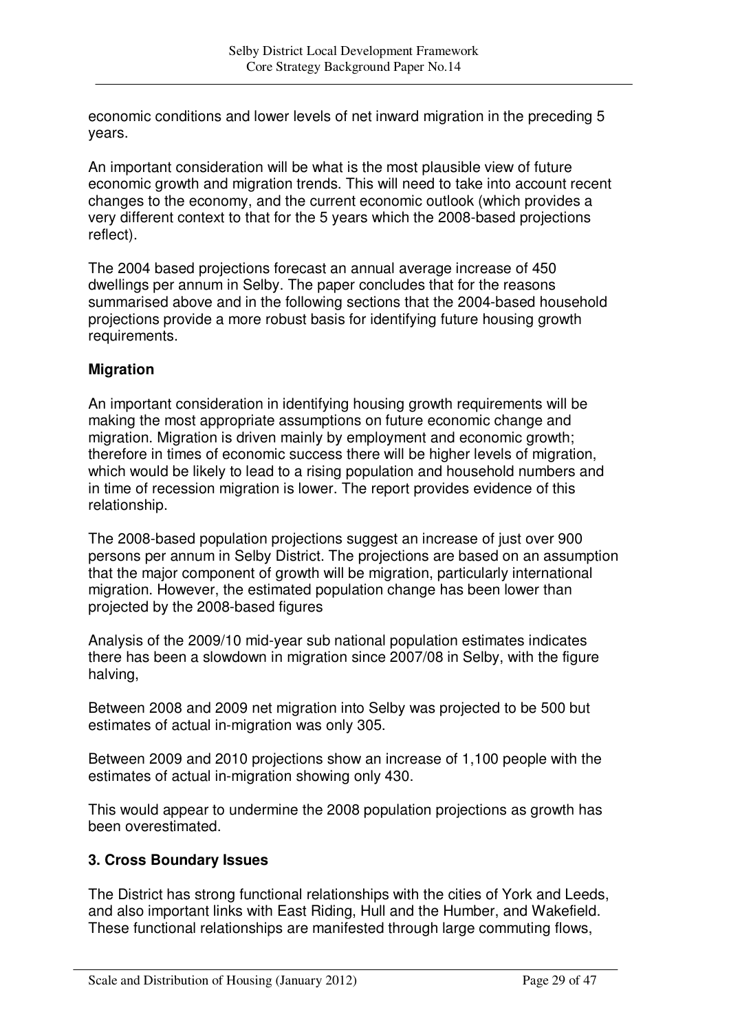economic conditions and lower levels of net inward migration in the preceding 5 years.

An important consideration will be what is the most plausible view of future economic growth and migration trends. This will need to take into account recent changes to the economy, and the current economic outlook (which provides a very different context to that for the 5 years which the 2008-based projections reflect).

The 2004 based projections forecast an annual average increase of 450 dwellings per annum in Selby. The paper concludes that for the reasons summarised above and in the following sections that the 2004-based household projections provide a more robust basis for identifying future housing growth requirements.

### Migration

An important consideration in identifying housing growth requirements will be making the most appropriate assumptions on future economic change and migration. Migration is driven mainly by employment and economic growth; therefore in times of economic success there will be higher levels of migration, which would be likely to lead to a rising population and household numbers and in time of recession migration is lower. The report provides evidence of this relationship.

The 2008-based population projections suggest an increase of just over 900 persons per annum in Selby District. The projections are based on an assumption that the major component of growth will be migration, particularly international migration. However, the estimated population change has been lower than projected by the 2008-based figures

Analysis of the 2009/10 mid-year sub national population estimates indicates there has been a slowdown in migration since 2007/08 in Selby, with the figure halving,

Between 2008 and 2009 net migration into Selby was projected to be 500 but estimates of actual in-migration was only 305.

Between 2009 and 2010 projections show an increase of 1,100 people with the estimates of actual in-migration showing only 430.

This would appear to undermine the 2008 population projections as growth has been overestimated.

## 3. Cross Boundary Issues

The District has strong functional relationships with the cities of York and Leeds, and also important links with East Riding, Hull and the Humber, and Wakefield. These functional relationships are manifested through large commuting flows,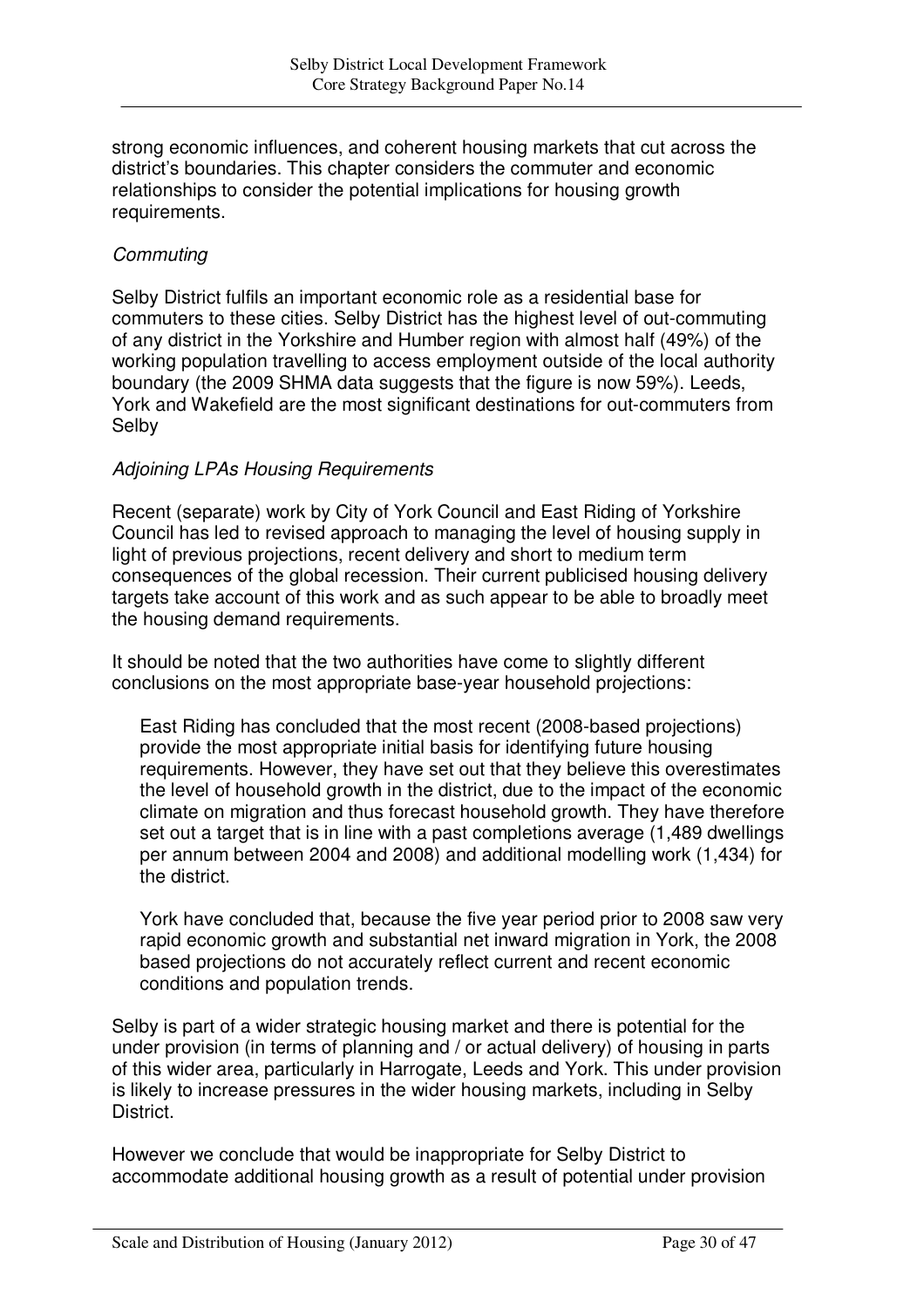strong economic influences, and coherent housing markets that cut across the district's boundaries. This chapter considers the commuter and economic relationships to consider the potential implications for housing growth requirements.

*Commuting*

Selby District fulfils an important economic role as a residential base for commuters to these cities. Selby District has the highest level of out-commuting of any district in the Yorkshire and Humber region with almost half (49%) of the working population travelling to access employment outside of the local authority boundary (the 2009 SHMA data suggests that the figure is now 59%). Leeds, York and Wakefield are the most significant destinations for out-commuters from Selby

*Adjoining LPAs Housing Requirements*

Recent (separate) work by City of York Council and East Riding of Yorkshire Council has led to revised approach to managing the level of housing supply in light of previous projections, recent delivery and short to medium term consequences of the global recession. Their current publicised housing delivery targets take account of this work and as such appear to be able to broadly meet the housing demand requirements.

It should be noted that the two authorities have come to slightly different conclusions on the most appropriate base-year household projections:

> East Riding has concluded that the most recent (2008-based projections) provide the most appropriate initial basis for identifying future housing requirements. However, they have set out that they believe this overestimates the level of household growth in the district, due to the impact of the economic climate on migration and thus forecast household growth. They have therefore set out a target that is in line with a past completions average (1,489 dwellings per annum between 2004 and 2008) and additional modelling work (1,434) for the district.
>
> York have concluded that, because the five year period prior to 2008 saw very rapid economic growth and substantial net inward migration in York, the 2008 based projections do not accurately reflect current and recent economic conditions and population trends.

Selby is part of a wider strategic housing market and there is potential for the under provision (in terms of planning and / or actual delivery) of housing in parts of this wider area, particularly in Harrogate, Leeds and York. This under provision is likely to increase pressures in the wider housing markets, including in Selby District.

However we conclude that would be inappropriate for Selby District to accommodate additional housing growth as a result of potential under provision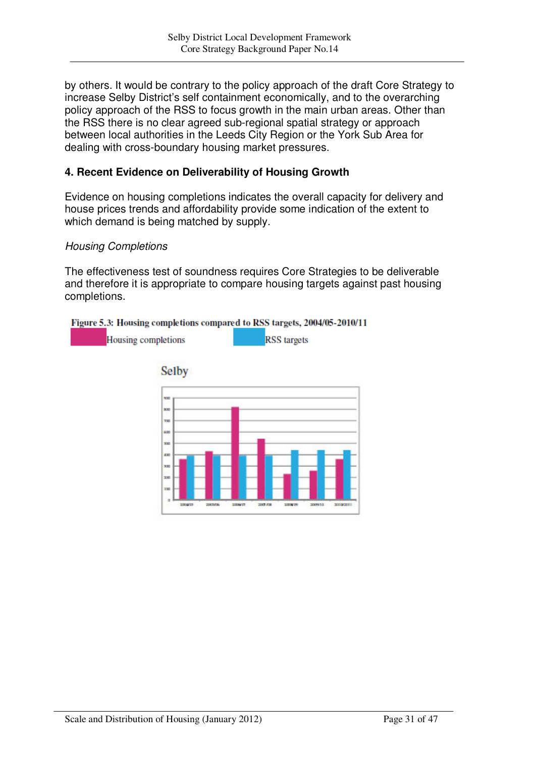by others. It would be contrary to the policy approach of the draft Core Strategy to increase Selby District's self containment economically, and to the overarching policy approach of the RSS to focus growth in the main urban areas. Other than the RSS there is no clear agreed sub-regional spatial strategy or approach between local authorities in the Leeds City Region or the York Sub Area for dealing with cross-boundary housing market pressures.

### 4. Recent Evidence on Deliverability of Housing Growth

Evidence on housing completions indicates the overall capacity for delivery and house prices trends and affordability provide some indication of the extent to which demand is being matched by supply.

*Housing Completions*

The effectiveness test of soundness requires Core Strategies to be deliverable and therefore it is appropriate to compare housing targets against past housing completions.

**Figure 5.3: Housing completions compared to RSS targets, 2004/05-2010/11**

Housing completions    RSS targets

Selby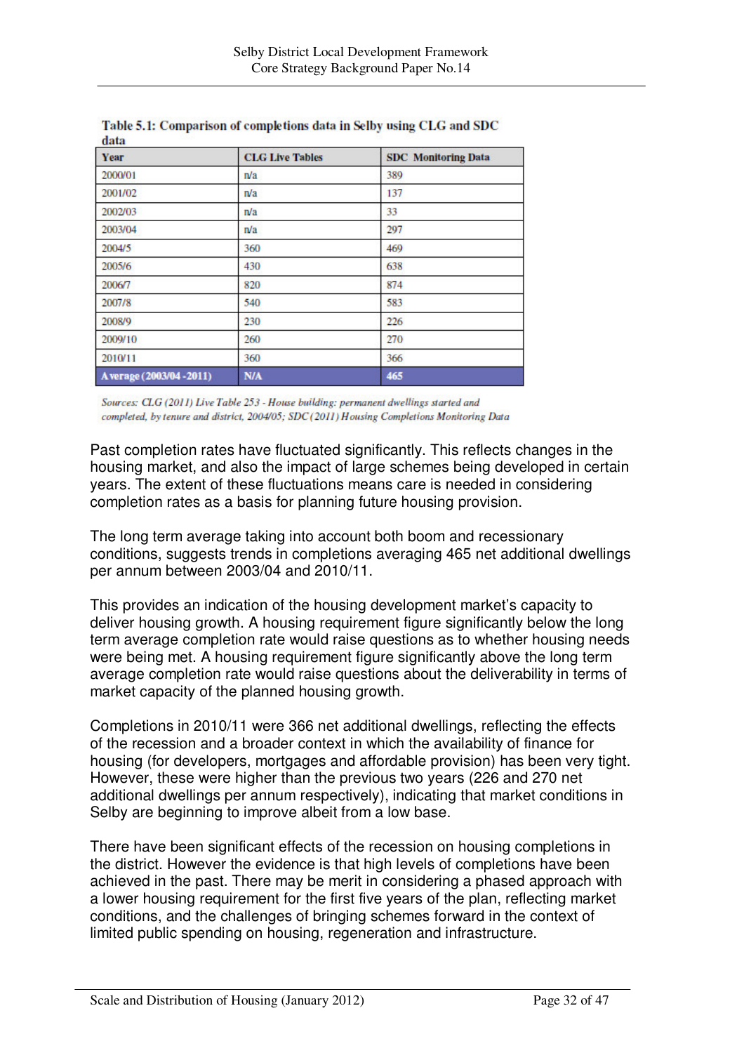**Table 5.1: Comparison of completions data in Selby using CLG and SDC data**

| Year | CLG Live Tables | SDC Monitoring Data |
|---|---|---|
| 2000/01 | n/a | 389 |
| 2001/02 | n/a | 137 |
| 2002/03 | n/a | 33 |
| 2003/04 | n/a | 297 |
| 2004/5 | 360 | 469 |
| 2005/6 | 430 | 638 |
| 2006/7 | 820 | 874 |
| 2007/8 | 540 | 583 |
| 2008/9 | 230 | 226 |
| 2009/10 | 260 | 270 |
| 2010/11 | 360 | 366 |
| **Average (2003/04 -2011)** | **N/A** | **465** |

*Sources: CLG (2011) Live Table 253 - House building: permanent dwellings started and completed, by tenure and district, 2004/05; SDC (2011) Housing Completions Monitoring Data*

Past completion rates have fluctuated significantly. This reflects changes in the housing market, and also the impact of large schemes being developed in certain years. The extent of these fluctuations means care is needed in considering completion rates as a basis for planning future housing provision.

The long term average taking into account both boom and recessionary conditions, suggests trends in completions averaging 465 net additional dwellings per annum between 2003/04 and 2010/11.

This provides an indication of the housing development market's capacity to deliver housing growth. A housing requirement figure significantly below the long term average completion rate would raise questions as to whether housing needs were being met. A housing requirement figure significantly above the long term average completion rate would raise questions about the deliverability in terms of market capacity of the planned housing growth.

Completions in 2010/11 were 366 net additional dwellings, reflecting the effects of the recession and a broader context in which the availability of finance for housing (for developers, mortgages and affordable provision) has been very tight. However, these were higher than the previous two years (226 and 270 net additional dwellings per annum respectively), indicating that market conditions in Selby are beginning to improve albeit from a low base.

There have been significant effects of the recession on housing completions in the district. However the evidence is that high levels of completions have been achieved in the past. There may be merit in considering a phased approach with a lower housing requirement for the first five years of the plan, reflecting market conditions, and the challenges of bringing schemes forward in the context of limited public spending on housing, regeneration and infrastructure.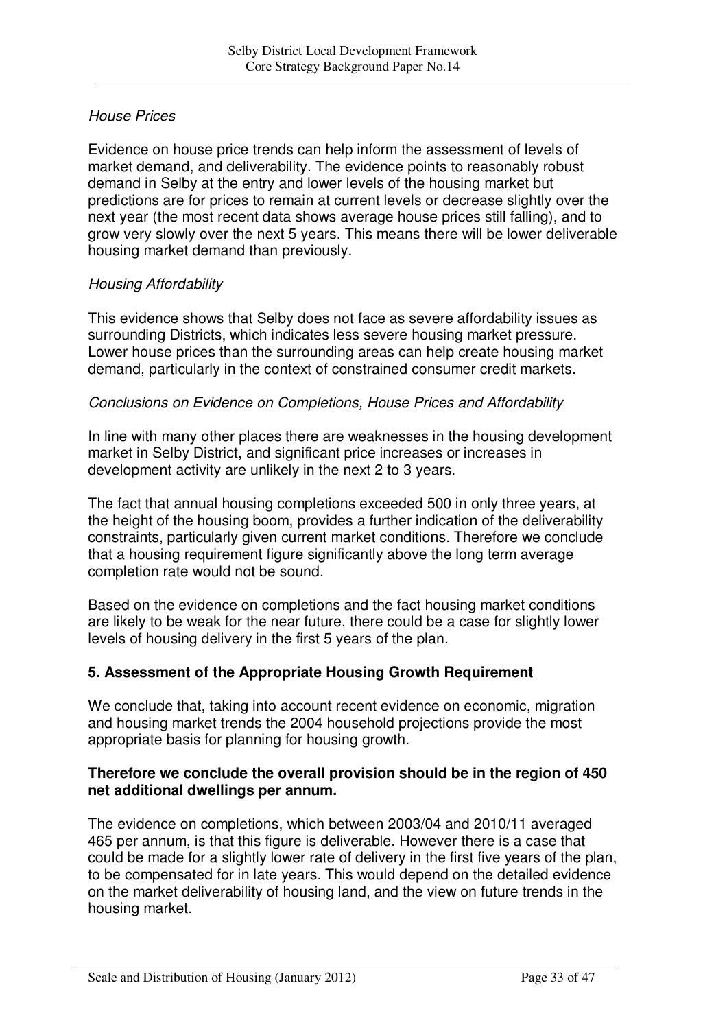*House Prices*

Evidence on house price trends can help inform the assessment of levels of market demand, and deliverability. The evidence points to reasonably robust demand in Selby at the entry and lower levels of the housing market but predictions are for prices to remain at current levels or decrease slightly over the next year (the most recent data shows average house prices still falling), and to grow very slowly over the next 5 years. This means there will be lower deliverable housing market demand than previously.

*Housing Affordability*

This evidence shows that Selby does not face as severe affordability issues as surrounding Districts, which indicates less severe housing market pressure. Lower house prices than the surrounding areas can help create housing market demand, particularly in the context of constrained consumer credit markets.

*Conclusions on Evidence on Completions, House Prices and Affordability*

In line with many other places there are weaknesses in the housing development market in Selby District, and significant price increases or increases in development activity are unlikely in the next 2 to 3 years.

The fact that annual housing completions exceeded 500 in only three years, at the height of the housing boom, provides a further indication of the deliverability constraints, particularly given current market conditions. Therefore we conclude that a housing requirement figure significantly above the long term average completion rate would not be sound.

Based on the evidence on completions and the fact housing market conditions are likely to be weak for the near future, there could be a case for slightly lower levels of housing delivery in the first 5 years of the plan.

## 5. Assessment of the Appropriate Housing Growth Requirement

We conclude that, taking into account recent evidence on economic, migration and housing market trends the 2004 household projections provide the most appropriate basis for planning for housing growth.

**Therefore we conclude the overall provision should be in the region of 450 net additional dwellings per annum.**

The evidence on completions, which between 2003/04 and 2010/11 averaged 465 per annum, is that this figure is deliverable. However there is a case that could be made for a slightly lower rate of delivery in the first five years of the plan, to be compensated for in late years. This would depend on the detailed evidence on the market deliverability of housing land, and the view on future trends in the housing market.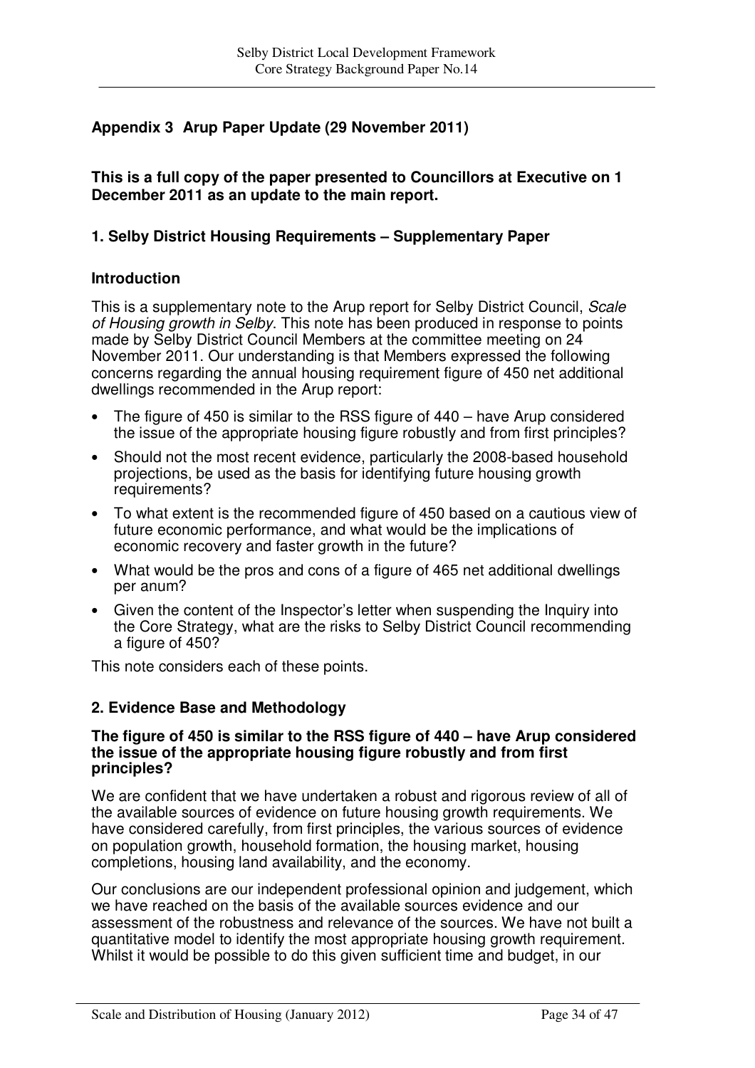**Appendix 3 Arup Paper Update (29 November 2011)**

**This is a full copy of the paper presented to Councillors at Executive on 1 December 2011 as an update to the main report.**

**1. Selby District Housing Requirements – Supplementary Paper**

**Introduction**

This is a supplementary note to the Arup report for Selby District Council, *Scale of Housing growth in Selby*. This note has been produced in response to points made by Selby District Council Members at the committee meeting on 24 November 2011. Our understanding is that Members expressed the following concerns regarding the annual housing requirement figure of 450 net additional dwellings recommended in the Arup report:

- The figure of 450 is similar to the RSS figure of 440 – have Arup considered the issue of the appropriate housing figure robustly and from first principles?
- Should not the most recent evidence, particularly the 2008-based household projections, be used as the basis for identifying future housing growth requirements?
- To what extent is the recommended figure of 450 based on a cautious view of future economic performance, and what would be the implications of economic recovery and faster growth in the future?
- What would be the pros and cons of a figure of 465 net additional dwellings per anum?
- Given the content of the Inspector's letter when suspending the Inquiry into the Core Strategy, what are the risks to Selby District Council recommending a figure of 450?

This note considers each of these points.

**2. Evidence Base and Methodology**

**The figure of 450 is similar to the RSS figure of 440 – have Arup considered the issue of the appropriate housing figure robustly and from first principles?**

We are confident that we have undertaken a robust and rigorous review of all of the available sources of evidence on future housing growth requirements. We have considered carefully, from first principles, the various sources of evidence on population growth, household formation, the housing market, housing completions, housing land availability, and the economy.

Our conclusions are our independent professional opinion and judgement, which we have reached on the basis of the available sources evidence and our assessment of the robustness and relevance of the sources. We have not built a quantitative model to identify the most appropriate housing growth requirement. Whilst it would be possible to do this given sufficient time and budget, in our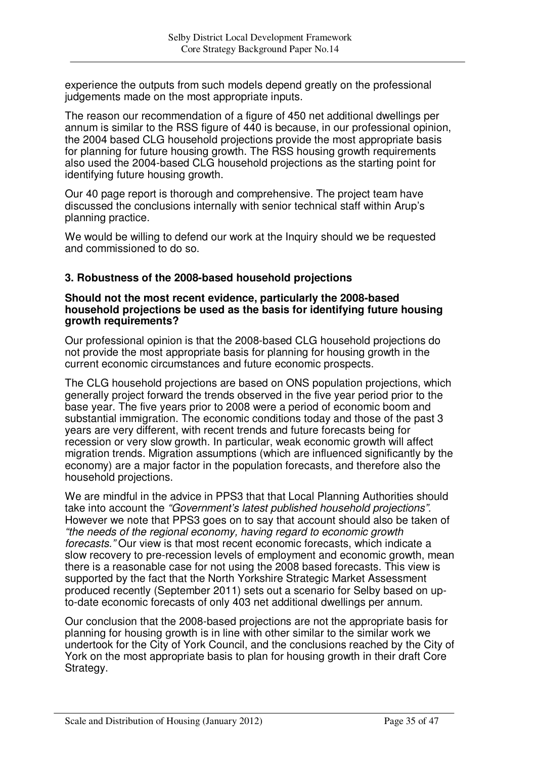experience the outputs from such models depend greatly on the professional judgements made on the most appropriate inputs.

The reason our recommendation of a figure of 450 net additional dwellings per annum is similar to the RSS figure of 440 is because, in our professional opinion, the 2004 based CLG household projections provide the most appropriate basis for planning for future housing growth. The RSS housing growth requirements also used the 2004-based CLG household projections as the starting point for identifying future housing growth.

Our 40 page report is thorough and comprehensive. The project team have discussed the conclusions internally with senior technical staff within Arup's planning practice.

We would be willing to defend our work at the Inquiry should we be requested and commissioned to do so.

### 3. Robustness of the 2008-based household projections

**Should not the most recent evidence, particularly the 2008-based household projections be used as the basis for identifying future housing growth requirements?**

Our professional opinion is that the 2008-based CLG household projections do not provide the most appropriate basis for planning for housing growth in the current economic circumstances and future economic prospects.

The CLG household projections are based on ONS population projections, which generally project forward the trends observed in the five year period prior to the base year. The five years prior to 2008 were a period of economic boom and substantial immigration. The economic conditions today and those of the past 3 years are very different, with recent trends and future forecasts being for recession or very slow growth. In particular, weak economic growth will affect migration trends. Migration assumptions (which are influenced significantly by the economy) are a major factor in the population forecasts, and therefore also the household projections.

We are mindful in the advice in PPS3 that that Local Planning Authorities should take into account the *"Government's latest published household projections".* However we note that PPS3 goes on to say that account should also be taken of *"the needs of the regional economy, having regard to economic growth forecasts."* Our view is that most recent economic forecasts, which indicate a slow recovery to pre-recession levels of employment and economic growth, mean there is a reasonable case for not using the 2008 based forecasts. This view is supported by the fact that the North Yorkshire Strategic Market Assessment produced recently (September 2011) sets out a scenario for Selby based on up-to-date economic forecasts of only 403 net additional dwellings per annum.

Our conclusion that the 2008-based projections are not the appropriate basis for planning for housing growth is in line with other similar to the similar work we undertook for the City of York Council, and the conclusions reached by the City of York on the most appropriate basis to plan for housing growth in their draft Core Strategy.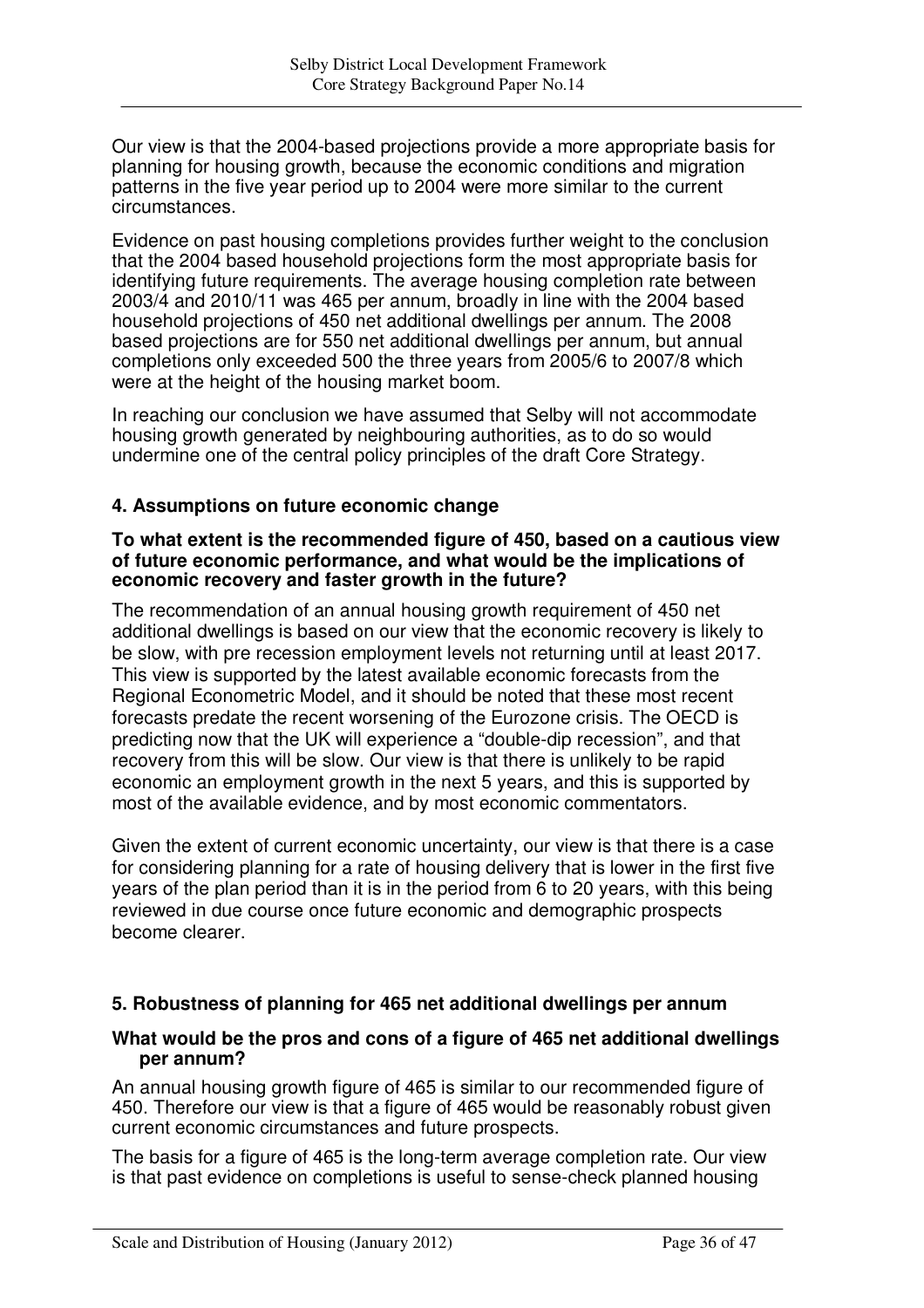Our view is that the 2004-based projections provide a more appropriate basis for planning for housing growth, because the economic conditions and migration patterns in the five year period up to 2004 were more similar to the current circumstances.

Evidence on past housing completions provides further weight to the conclusion that the 2004 based household projections form the most appropriate basis for identifying future requirements. The average housing completion rate between 2003/4 and 2010/11 was 465 per annum, broadly in line with the 2004 based household projections of 450 net additional dwellings per annum. The 2008 based projections are for 550 net additional dwellings per annum, but annual completions only exceeded 500 the three years from 2005/6 to 2007/8 which were at the height of the housing market boom.

In reaching our conclusion we have assumed that Selby will not accommodate housing growth generated by neighbouring authorities, as to do so would undermine one of the central policy principles of the draft Core Strategy.

### 4. Assumptions on future economic change

**To what extent is the recommended figure of 450, based on a cautious view of future economic performance, and what would be the implications of economic recovery and faster growth in the future?**

The recommendation of an annual housing growth requirement of 450 net additional dwellings is based on our view that the economic recovery is likely to be slow, with pre recession employment levels not returning until at least 2017. This view is supported by the latest available economic forecasts from the Regional Econometric Model, and it should be noted that these most recent forecasts predate the recent worsening of the Eurozone crisis. The OECD is predicting now that the UK will experience a "double-dip recession", and that recovery from this will be slow. Our view is that there is unlikely to be rapid economic an employment growth in the next 5 years, and this is supported by most of the available evidence, and by most economic commentators.

Given the extent of current economic uncertainty, our view is that there is a case for considering planning for a rate of housing delivery that is lower in the first five years of the plan period than it is in the period from 6 to 20 years, with this being reviewed in due course once future economic and demographic prospects become clearer.

### 5. Robustness of planning for 465 net additional dwellings per annum

**What would be the pros and cons of a figure of 465 net additional dwellings per annum?**

An annual housing growth figure of 465 is similar to our recommended figure of 450. Therefore our view is that a figure of 465 would be reasonably robust given current economic circumstances and future prospects.

The basis for a figure of 465 is the long-term average completion rate. Our view is that past evidence on completions is useful to sense-check planned housing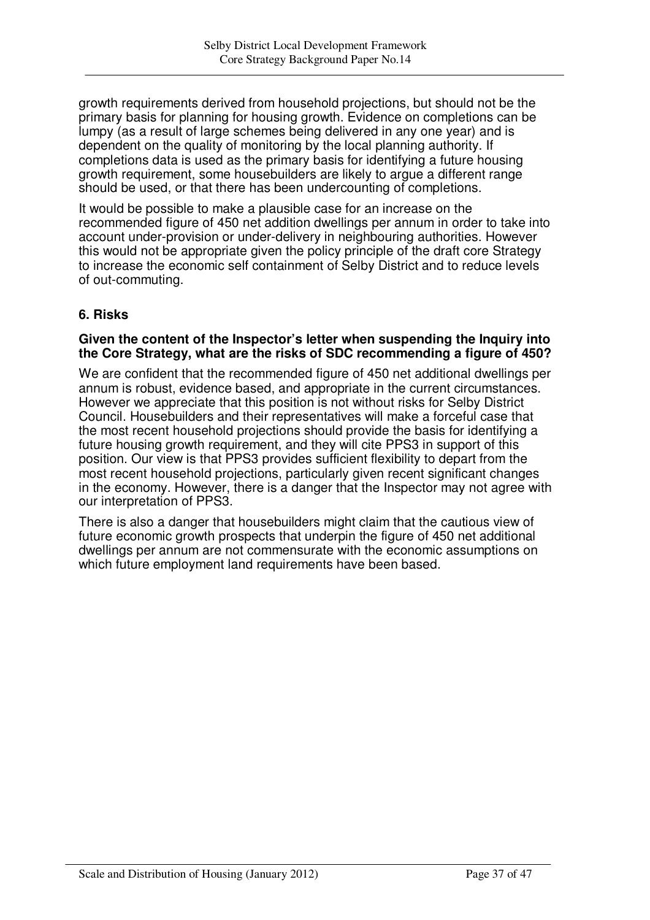growth requirements derived from household projections, but should not be the primary basis for planning for housing growth. Evidence on completions can be lumpy (as a result of large schemes being delivered in any one year) and is dependent on the quality of monitoring by the local planning authority. If completions data is used as the primary basis for identifying a future housing growth requirement, some housebuilders are likely to argue a different range should be used, or that there has been undercounting of completions.

It would be possible to make a plausible case for an increase on the recommended figure of 450 net addition dwellings per annum in order to take into account under-provision or under-delivery in neighbouring authorities. However this would not be appropriate given the policy principle of the draft core Strategy to increase the economic self containment of Selby District and to reduce levels of out-commuting.

## 6. Risks

**Given the content of the Inspector's letter when suspending the Inquiry into the Core Strategy, what are the risks of SDC recommending a figure of 450?**

We are confident that the recommended figure of 450 net additional dwellings per annum is robust, evidence based, and appropriate in the current circumstances. However we appreciate that this position is not without risks for Selby District Council. Housebuilders and their representatives will make a forceful case that the most recent household projections should provide the basis for identifying a future housing growth requirement, and they will cite PPS3 in support of this position. Our view is that PPS3 provides sufficient flexibility to depart from the most recent household projections, particularly given recent significant changes in the economy. However, there is a danger that the Inspector may not agree with our interpretation of PPS3.

There is also a danger that housebuilders might claim that the cautious view of future economic growth prospects that underpin the figure of 450 net additional dwellings per annum are not commensurate with the economic assumptions on which future employment land requirements have been based.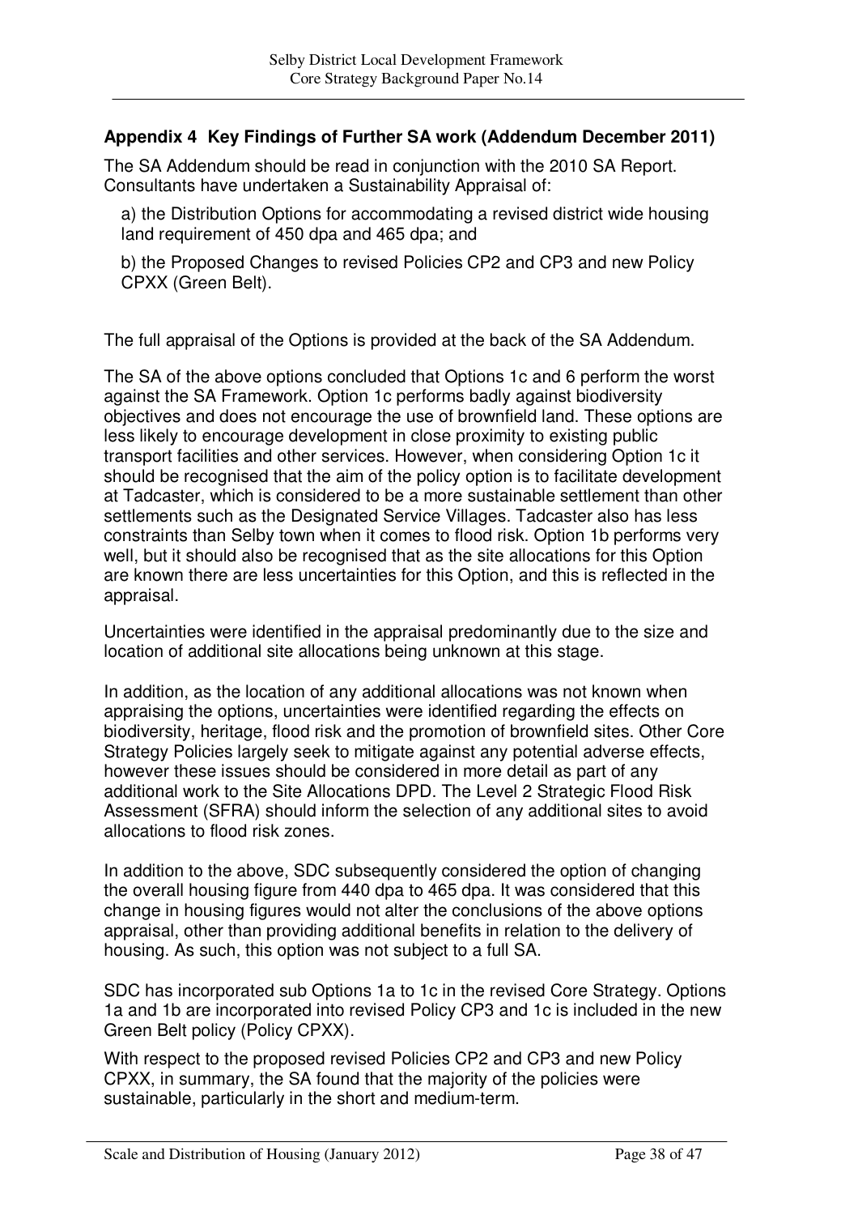## Appendix 4 Key Findings of Further SA work (Addendum December 2011)

The SA Addendum should be read in conjunction with the 2010 SA Report. Consultants have undertaken a Sustainability Appraisal of:

a) the Distribution Options for accommodating a revised district wide housing land requirement of 450 dpa and 465 dpa; and

b) the Proposed Changes to revised Policies CP2 and CP3 and new Policy CPXX (Green Belt).

The full appraisal of the Options is provided at the back of the SA Addendum.

The SA of the above options concluded that Options 1c and 6 perform the worst against the SA Framework. Option 1c performs badly against biodiversity objectives and does not encourage the use of brownfield land. These options are less likely to encourage development in close proximity to existing public transport facilities and other services. However, when considering Option 1c it should be recognised that the aim of the policy option is to facilitate development at Tadcaster, which is considered to be a more sustainable settlement than other settlements such as the Designated Service Villages. Tadcaster also has less constraints than Selby town when it comes to flood risk. Option 1b performs very well, but it should also be recognised that as the site allocations for this Option are known there are less uncertainties for this Option, and this is reflected in the appraisal.

Uncertainties were identified in the appraisal predominantly due to the size and location of additional site allocations being unknown at this stage.

In addition, as the location of any additional allocations was not known when appraising the options, uncertainties were identified regarding the effects on biodiversity, heritage, flood risk and the promotion of brownfield sites. Other Core Strategy Policies largely seek to mitigate against any potential adverse effects, however these issues should be considered in more detail as part of any additional work to the Site Allocations DPD. The Level 2 Strategic Flood Risk Assessment (SFRA) should inform the selection of any additional sites to avoid allocations to flood risk zones.

In addition to the above, SDC subsequently considered the option of changing the overall housing figure from 440 dpa to 465 dpa. It was considered that this change in housing figures would not alter the conclusions of the above options appraisal, other than providing additional benefits in relation to the delivery of housing. As such, this option was not subject to a full SA.

SDC has incorporated sub Options 1a to 1c in the revised Core Strategy. Options 1a and 1b are incorporated into revised Policy CP3 and 1c is included in the new Green Belt policy (Policy CPXX).

With respect to the proposed revised Policies CP2 and CP3 and new Policy CPXX, in summary, the SA found that the majority of the policies were sustainable, particularly in the short and medium-term.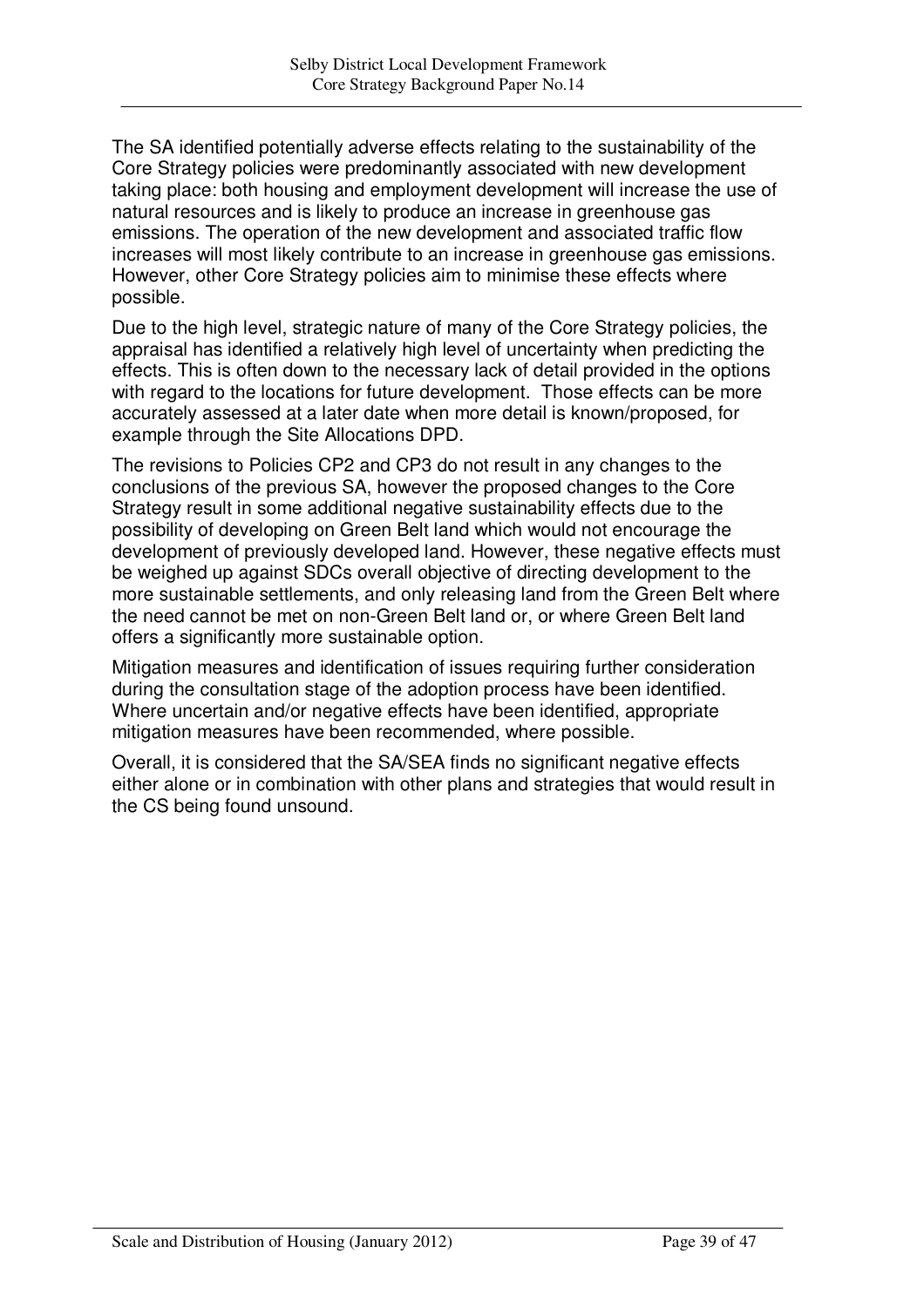The SA identified potentially adverse effects relating to the sustainability of the Core Strategy policies were predominantly associated with new development taking place: both housing and employment development will increase the use of natural resources and is likely to produce an increase in greenhouse gas emissions. The operation of the new development and associated traffic flow increases will most likely contribute to an increase in greenhouse gas emissions. However, other Core Strategy policies aim to minimise these effects where possible.

Due to the high level, strategic nature of many of the Core Strategy policies, the appraisal has identified a relatively high level of uncertainty when predicting the effects. This is often down to the necessary lack of detail provided in the options with regard to the locations for future development. Those effects can be more accurately assessed at a later date when more detail is known/proposed, for example through the Site Allocations DPD.

The revisions to Policies CP2 and CP3 do not result in any changes to the conclusions of the previous SA, however the proposed changes to the Core Strategy result in some additional negative sustainability effects due to the possibility of developing on Green Belt land which would not encourage the development of previously developed land. However, these negative effects must be weighed up against SDCs overall objective of directing development to the more sustainable settlements, and only releasing land from the Green Belt where the need cannot be met on non-Green Belt land or, or where Green Belt land offers a significantly more sustainable option.

Mitigation measures and identification of issues requiring further consideration during the consultation stage of the adoption process have been identified. Where uncertain and/or negative effects have been identified, appropriate mitigation measures have been recommended, where possible.

Overall, it is considered that the SA/SEA finds no significant negative effects either alone or in combination with other plans and strategies that would result in the CS being found unsound.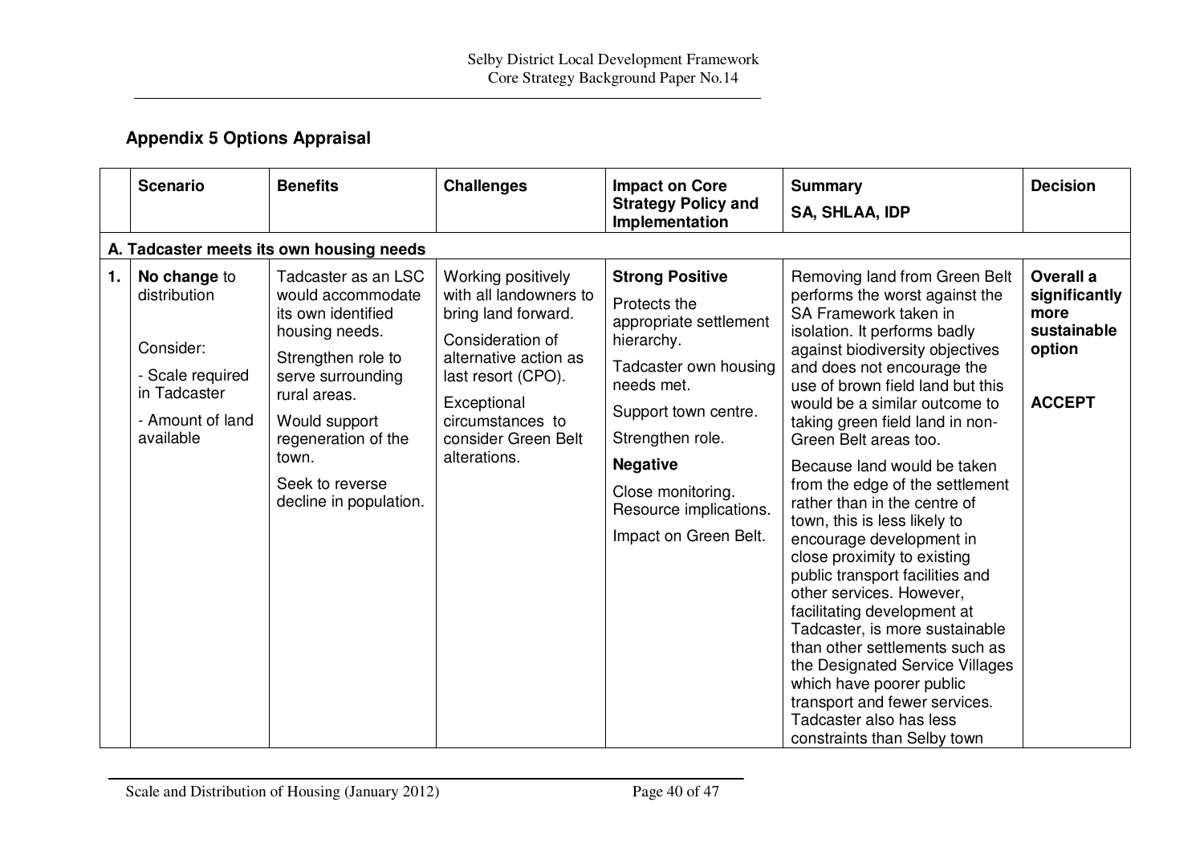## Appendix 5 Options Appraisal

| | Scenario | Benefits | Challenges | Impact on Core Strategy Policy and Implementation | Summary SA, SHLAA, IDP | Decision |
|---|---|---|---|---|---|---|
| **A. Tadcaster meets its own housing needs** | | | | | | |
| **1.** | **No change** to distribution<br><br>Consider:<br>- Scale required in Tadcaster<br>- Amount of land available | Tadcaster as an LSC would accommodate its own identified housing needs.<br><br>Strengthen role to serve surrounding rural areas.<br><br>Would support regeneration of the town.<br><br>Seek to reverse decline in population. | Working positively with all landowners to bring land forward.<br><br>Consideration of alternative action as last resort (CPO).<br><br>Exceptional circumstances to consider Green Belt alterations. | **Strong Positive**<br><br>Protects the appropriate settlement hierarchy.<br><br>Tadcaster own housing needs met.<br><br>Support town centre.<br><br>Strengthen role.<br><br>**Negative**<br><br>Close monitoring. Resource implications.<br><br>Impact on Green Belt. | Removing land from Green Belt performs the worst against the SA Framework taken in isolation. It performs badly against biodiversity objectives and does not encourage the use of brown field land but this would be a similar outcome to taking green field land in non-Green Belt areas too.<br><br>Because land would be taken from the edge of the settlement rather than in the centre of town, this is less likely to encourage development in close proximity to existing public transport facilities and other services. However, facilitating development at Tadcaster, is more sustainable than other settlements such as the Designated Service Villages which have poorer public transport and fewer services. Tadcaster also has less constraints than Selby town | **Overall a significantly more sustainable option**<br><br>**ACCEPT** |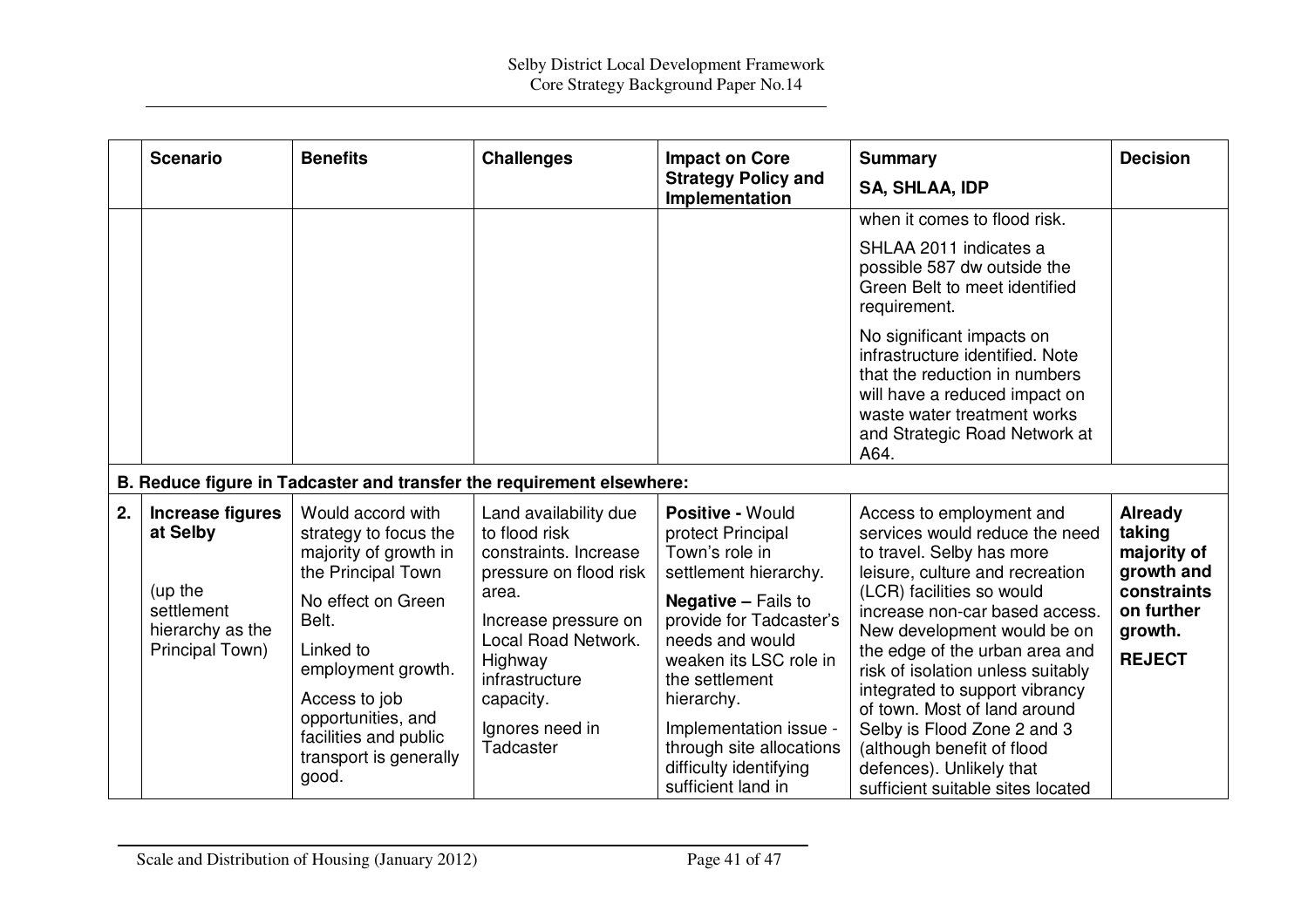| | Scenario | Benefits | Challenges | Impact on Core Strategy Policy and Implementation | Summary SA, SHLAA, IDP | Decision |
|---|---|---|---|---|---|---|
| | | | | | when it comes to flood risk. SHLAA 2011 indicates a possible 587 dw outside the Green Belt to meet identified requirement. No significant impacts on infrastructure identified. Note that the reduction in numbers will have a reduced impact on waste water treatment works and Strategic Road Network at A64. | |
| **B. Reduce figure in Tadcaster and transfer the requirement elsewhere:** | | | | | | |
| **2.** | **Increase figures at Selby** (up the settlement hierarchy as the Principal Town) | Would accord with strategy to focus the majority of growth in the Principal Town. No effect on Green Belt. Linked to employment growth. Access to job opportunities, and facilities and public transport is generally good. | Land availability due to flood risk constraints. Increase pressure on flood risk area. Increase pressure on Local Road Network. Highway infrastructure capacity. Ignores need in Tadcaster | **Positive -** Would protect Principal Town's role in settlement hierarchy. **Negative –** Fails to provide for Tadcaster's needs and would weaken its LSC role in the settlement hierarchy. Implementation issue - through site allocations difficulty identifying sufficient land in | Access to employment and services would reduce the need to travel. Selby has more leisure, culture and recreation (LCR) facilities so would increase non-car based access. New development would be on the edge of the urban area and risk of isolation unless suitably integrated to support vibrancy of town. Most of land around Selby is Flood Zone 2 and 3 (although benefit of flood defences). Unlikely that sufficient suitable sites located | **Already taking majority of growth and constraints on further growth. REJECT** |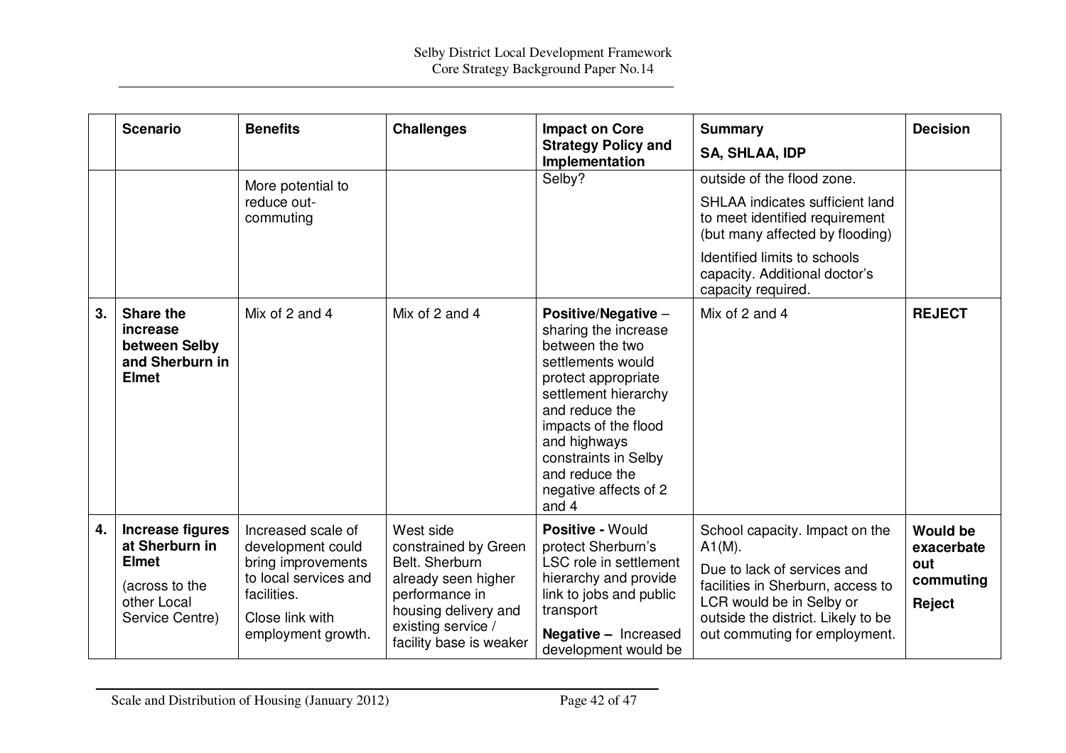| | Scenario | Benefits | Challenges | Impact on Core Strategy Policy and Implementation | Summary<br>SA, SHLAA, IDP | Decision |
|---|---|---|---|---|---|---|
| | | More potential to reduce out-commuting | | Selby? | outside of the flood zone.<br>SHLAA indicates sufficient land to meet identified requirement (but many affected by flooding)<br>Identified limits to schools capacity. Additional doctor's capacity required. | |
| **3.** | **Share the increase between Selby and Sherburn in Elmet** | Mix of 2 and 4 | Mix of 2 and 4 | **Positive/Negative** – sharing the increase between the two settlements would protect appropriate settlement hierarchy and reduce the impacts of the flood and highways constraints in Selby and reduce the negative affects of 2 and 4 | Mix of 2 and 4 | **REJECT** |
| **4.** | **Increase figures at Sherburn in Elmet**<br>(across to the other Local Service Centre) | Increased scale of development could bring improvements to local services and facilities.<br>Close link with employment growth. | West side constrained by Green Belt. Sherburn already seen higher performance in housing delivery and existing service / facility base is weaker | **Positive -** Would protect Sherburn's LSC role in settlement hierarchy and provide link to jobs and public transport<br>**Negative –** Increased development would be | School capacity. Impact on the A1(M).<br>Due to lack of services and facilities in Sherburn, access to LCR would be in Selby or outside the district. Likely to be out commuting for employment. | **Would be exacerbate out commuting**<br>**Reject** |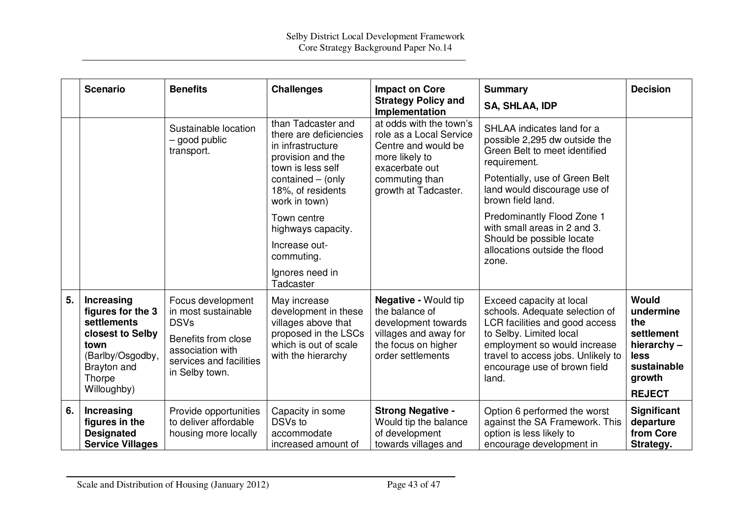| | Scenario | Benefits | Challenges | Impact on Core Strategy Policy and Implementation | Summary<br>SA, SHLAA, IDP | Decision |
|---|---|---|---|---|---|---|
| | | Sustainable location – good public transport. | than Tadcaster and there are deficiencies in infrastructure provision and the town is less self contained – (only 18%, of residents work in town)<br><br>Town centre highways capacity.<br><br>Increase out-commuting.<br><br>Ignores need in Tadcaster | at odds with the town's role as a Local Service Centre and would be more likely to exacerbate out commuting than growth at Tadcaster. | SHLAA indicates land for a possible 2,295 dw outside the Green Belt to meet identified requirement.<br><br>Potentially, use of Green Belt land would discourage use of brown field land.<br><br>Predominantly Flood Zone 1 with small areas in 2 and 3. Should be possible locate allocations outside the flood zone. | |
| **5.** | **Increasing figures for the 3 settlements closest to Selby town** (Barlby/Osgodby, Brayton and Thorpe Willoughby) | Focus development in most sustainable DSVs<br><br>Benefits from close association with services and facilities in Selby town. | May increase development in these villages above that proposed in the LSCs which is out of scale with the hierarchy | **Negative -** Would tip the balance of development towards villages and away for the focus on higher order settlements | Exceed capacity at local schools. Adequate selection of LCR facilities and good access to Selby. Limited local employment so would increase travel to access jobs. Unlikely to encourage use of brown field land. | **Would undermine the settlement hierarchy – less sustainable growth**<br><br>**REJECT** |
| **6.** | **Increasing figures in the Designated Service Villages** | Provide opportunities to deliver affordable housing more locally | Capacity in some DSVs to accommodate increased amount of | **Strong Negative -** Would tip the balance of development towards villages and | Option 6 performed the worst against the SA Framework. This option is less likely to encourage development in | **Significant departure from Core Strategy.** |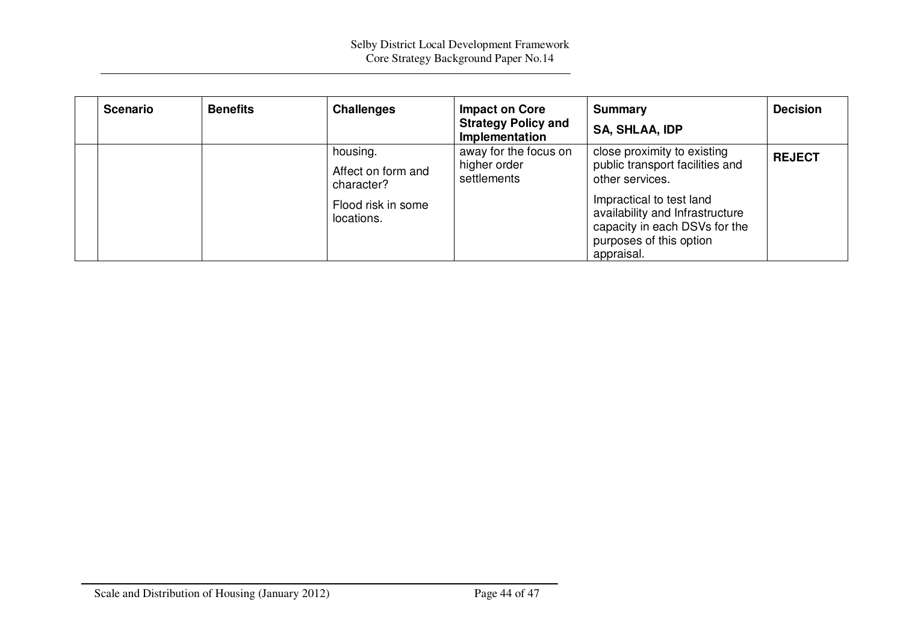| | Scenario | Benefits | Challenges | Impact on Core Strategy Policy and Implementation | Summary<br>SA, SHLAA, IDP | Decision |
|---|---|---|---|---|---|---|
| | | | housing.<br>Affect on form and character?<br>Flood risk in some locations. | away for the focus on higher order settlements | close proximity to existing public transport facilities and other services.<br>Impractical to test land availability and Infrastructure capacity in each DSVs for the purposes of this option appraisal. | **REJECT** |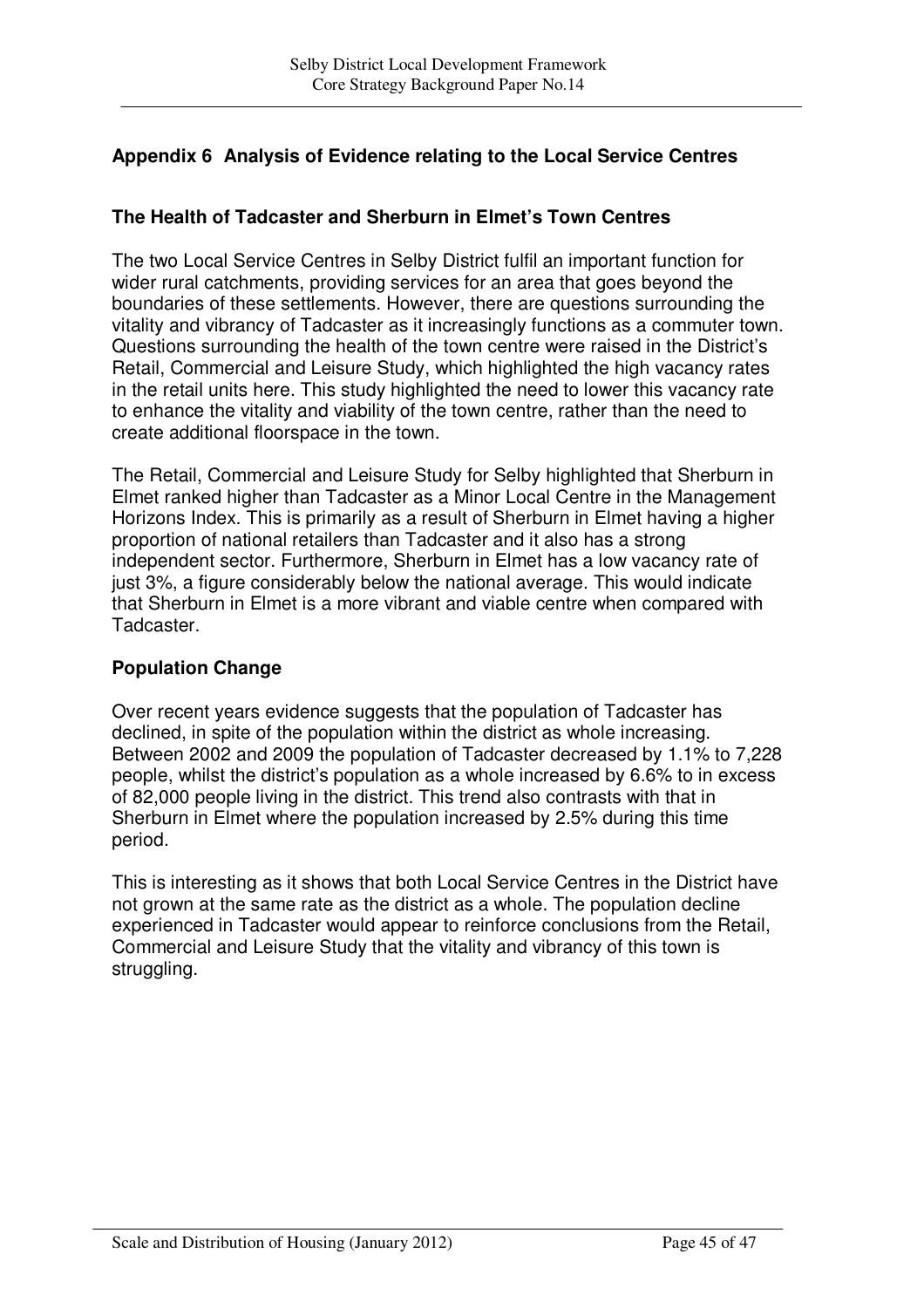## Appendix 6 Analysis of Evidence relating to the Local Service Centres

### The Health of Tadcaster and Sherburn in Elmet's Town Centres

The two Local Service Centres in Selby District fulfil an important function for wider rural catchments, providing services for an area that goes beyond the boundaries of these settlements. However, there are questions surrounding the vitality and vibrancy of Tadcaster as it increasingly functions as a commuter town. Questions surrounding the health of the town centre were raised in the District's Retail, Commercial and Leisure Study, which highlighted the high vacancy rates in the retail units here. This study highlighted the need to lower this vacancy rate to enhance the vitality and viability of the town centre, rather than the need to create additional floorspace in the town.

The Retail, Commercial and Leisure Study for Selby highlighted that Sherburn in Elmet ranked higher than Tadcaster as a Minor Local Centre in the Management Horizons Index. This is primarily as a result of Sherburn in Elmet having a higher proportion of national retailers than Tadcaster and it also has a strong independent sector. Furthermore, Sherburn in Elmet has a low vacancy rate of just 3%, a figure considerably below the national average. This would indicate that Sherburn in Elmet is a more vibrant and viable centre when compared with Tadcaster.

### Population Change

Over recent years evidence suggests that the population of Tadcaster has declined, in spite of the population within the district as whole increasing. Between 2002 and 2009 the population of Tadcaster decreased by 1.1% to 7,228 people, whilst the district's population as a whole increased by 6.6% to in excess of 82,000 people living in the district. This trend also contrasts with that in Sherburn in Elmet where the population increased by 2.5% during this time period.

This is interesting as it shows that both Local Service Centres in the District have not grown at the same rate as the district as a whole. The population decline experienced in Tadcaster would appear to reinforce conclusions from the Retail, Commercial and Leisure Study that the vitality and vibrancy of this town is struggling.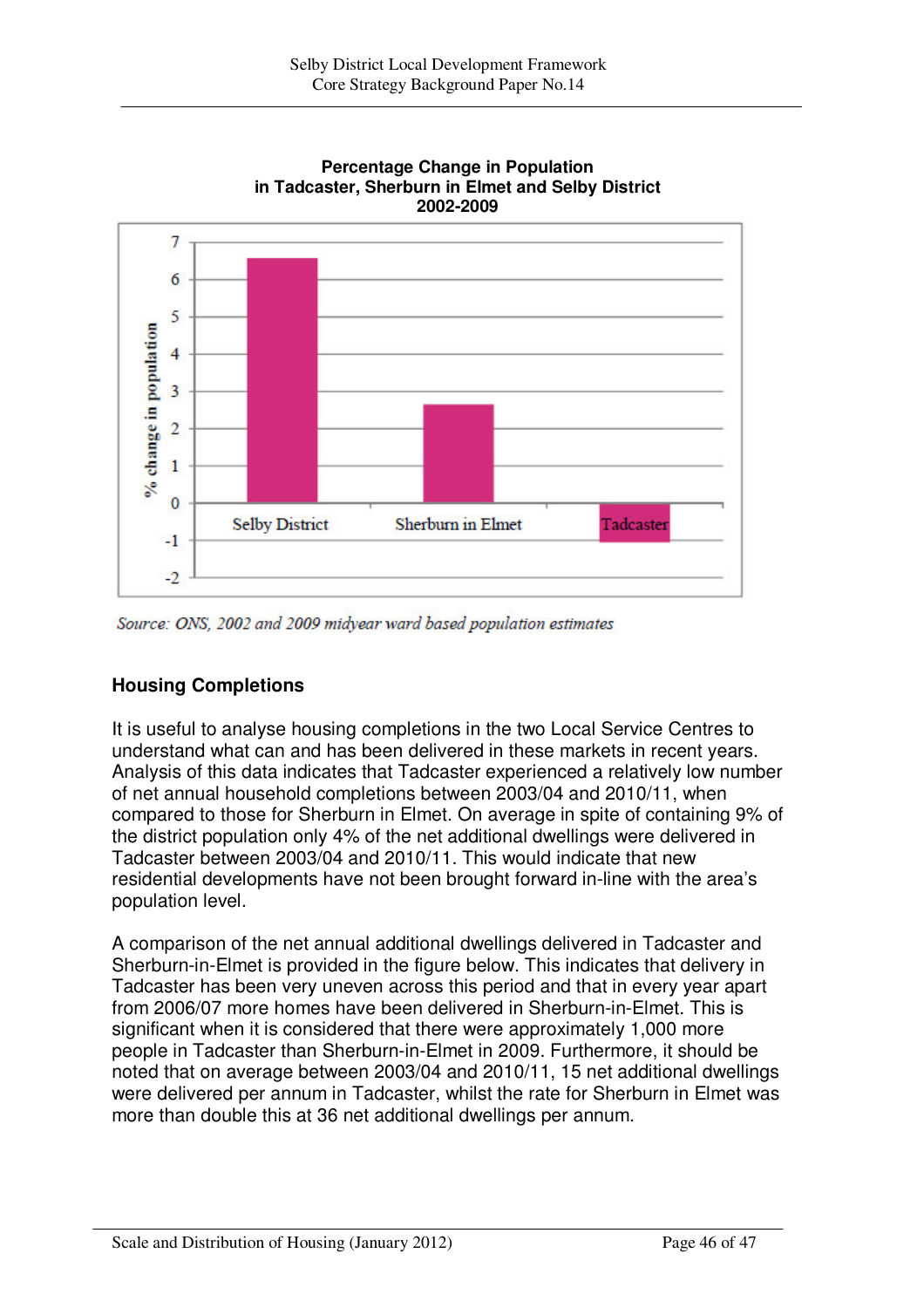**Percentage Change in Population in Tadcaster, Sherburn in Elmet and Selby District 2002-2009**

*Source: ONS, 2002 and 2009 midyear ward based population estimates*

## Housing Completions

It is useful to analyse housing completions in the two Local Service Centres to understand what can and has been delivered in these markets in recent years. Analysis of this data indicates that Tadcaster experienced a relatively low number of net annual household completions between 2003/04 and 2010/11, when compared to those for Sherburn in Elmet. On average in spite of containing 9% of the district population only 4% of the net additional dwellings were delivered in Tadcaster between 2003/04 and 2010/11. This would indicate that new residential developments have not been brought forward in-line with the area's population level.

A comparison of the net annual additional dwellings delivered in Tadcaster and Sherburn-in-Elmet is provided in the figure below. This indicates that delivery in Tadcaster has been very uneven across this period and that in every year apart from 2006/07 more homes have been delivered in Sherburn-in-Elmet. This is significant when it is considered that there were approximately 1,000 more people in Tadcaster than Sherburn-in-Elmet in 2009. Furthermore, it should be noted that on average between 2003/04 and 2010/11, 15 net additional dwellings were delivered per annum in Tadcaster, whilst the rate for Sherburn in Elmet was more than double this at 36 net additional dwellings per annum.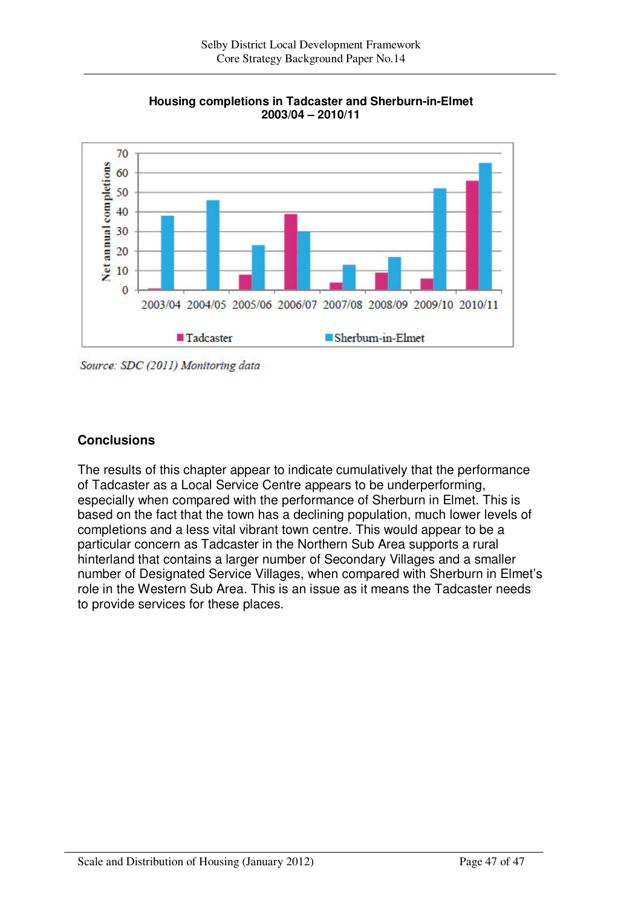**Housing completions in Tadcaster and Sherburn-in-Elmet 2003/04 – 2010/11**

Net annual completions

70
60
50
40
30
20
10
0

2003/04 2004/05 2005/06 2006/07 2007/08 2008/09 2009/10 2010/11

Tadcaster

Sherburn-in-Elmet

*Source: SDC (2011) Monitoring data*

## Conclusions

The results of this chapter appear to indicate cumulatively that the performance of Tadcaster as a Local Service Centre appears to be underperforming, especially when compared with the performance of Sherburn in Elmet. This is based on the fact that the town has a declining population, much lower levels of completions and a less vital vibrant town centre. This would appear to be a particular concern as Tadcaster in the Northern Sub Area supports a rural hinterland that contains a larger number of Secondary Villages and a smaller number of Designated Service Villages, when compared with Sherburn in Elmet's role in the Western Sub Area. This is an issue as it means the Tadcaster needs to provide services for these places.